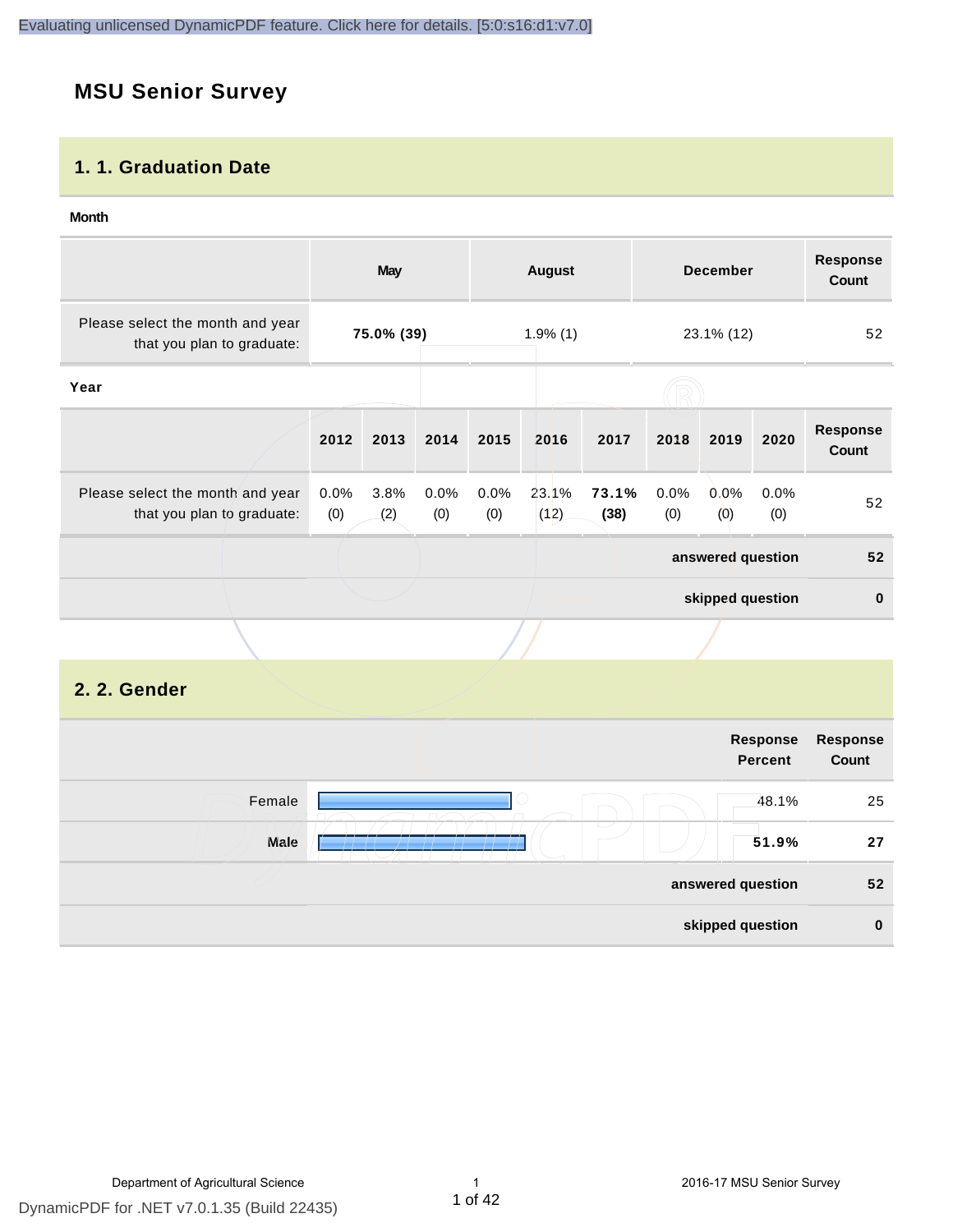# MSU Senior Survey

## 1. 1. Graduation Date

**Month**

| | May | August | December | Response Count |
|---|---|---|---|---|
| Please select the month and year that you plan to graduate: | **75.0% (39)** | 1.9% (1) | 23.1% (12) | 52 |

**Year**

| | 2012 | 2013 | 2014 | 2015 | 2016 | 2017 | 2018 | 2019 | 2020 | Response Count |
|---|---|---|---|---|---|---|---|---|---|---|
| Please select the month and year that you plan to graduate: | 0.0% (0) | 3.8% (2) | 0.0% (0) | 0.0% (0) | 23.1% (12) | **73.1% (38)** | 0.0% (0) | 0.0% (0) | 0.0% (0) | 52 |
| | | | | | | | | | **answered question** | **52** |
| | | | | | | | | | **skipped question** | **0** |

## 2. 2. Gender

| | Response Percent | Response Count |
|---|---|---|
| Female | 48.1% | 25 |
| Male | **51.9%** | **27** |
| **answered question** | | **52** |
| **skipped question** | | **0** |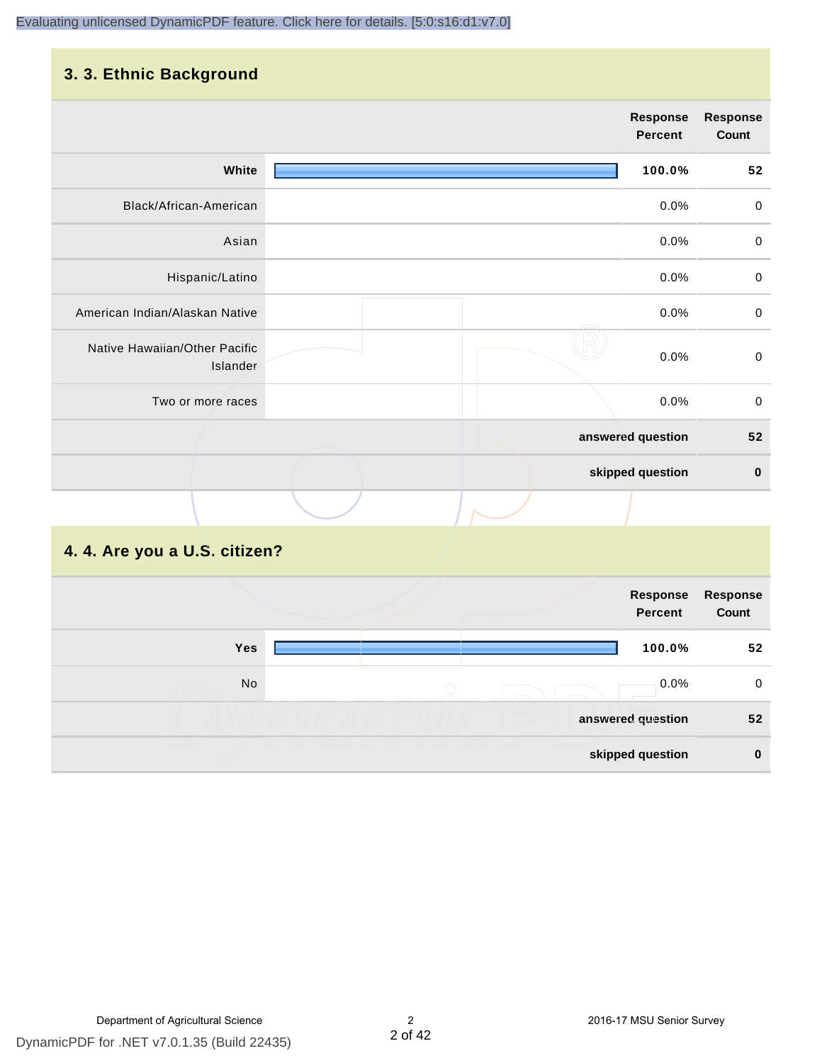## 3. 3. Ethnic Background

| | Response Percent | Response Count |
|---|---|---|
| **White** | **100.0%** | **52** |
| Black/African-American | 0.0% | 0 |
| Asian | 0.0% | 0 |
| Hispanic/Latino | 0.0% | 0 |
| American Indian/Alaskan Native | 0.0% | 0 |
| Native Hawaiian/Other Pacific Islander | 0.0% | 0 |
| Two or more races | 0.0% | 0 |
| | **answered question** | **52** |
| | **skipped question** | **0** |

## 4. 4. Are you a U.S. citizen?

| | Response Percent | Response Count |
|---|---|---|
| **Yes** | **100.0%** | **52** |
| No | 0.0% | 0 |
| | **answered question** | **52** |
| | **skipped question** | **0** |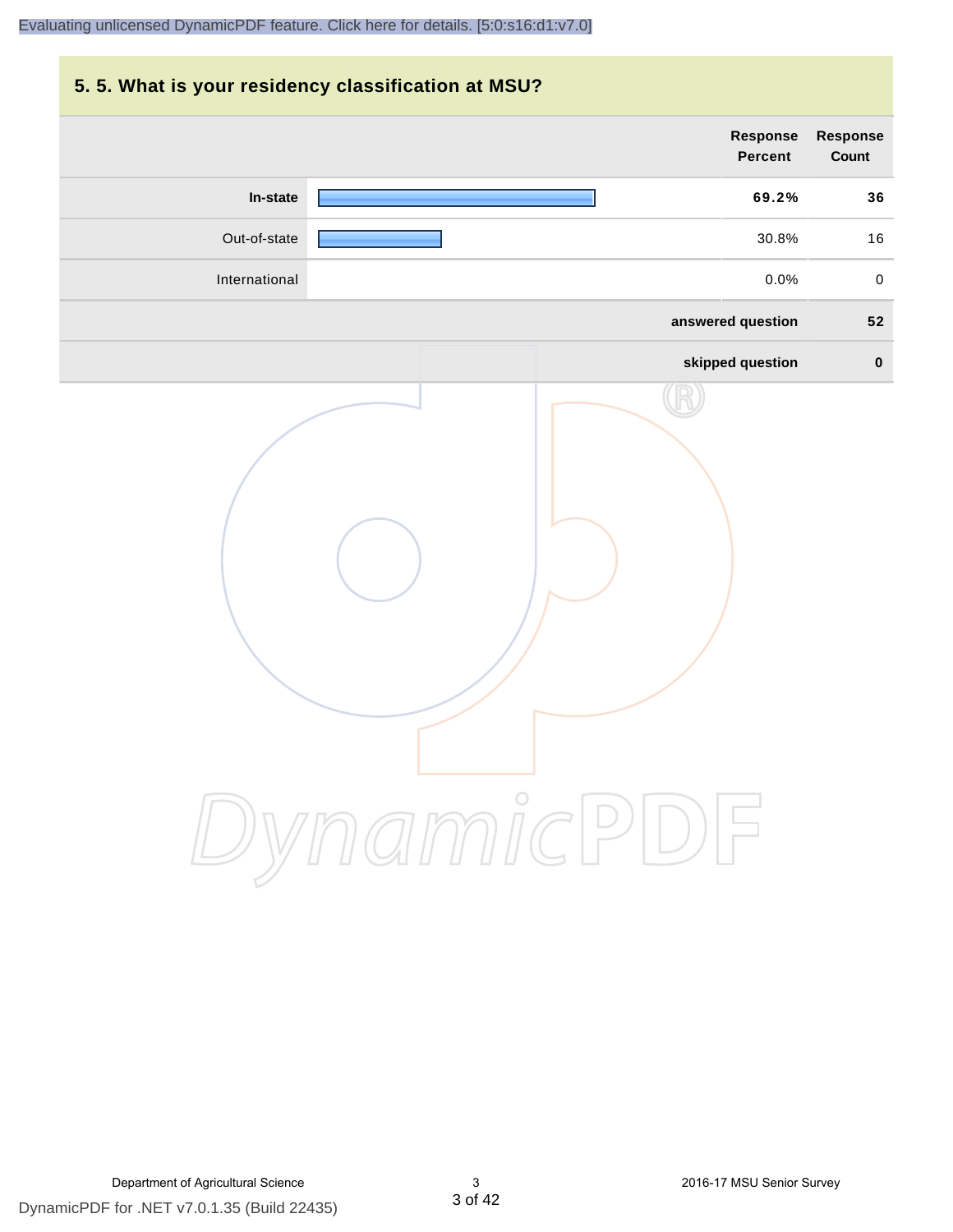## 5. 5. What is your residency classification at MSU?

| | Response Percent | Response Count |
|---|---|---|
| **In-state** | **69.2%** | **36** |
| Out-of-state | 30.8% | 16 |
| International | 0.0% | 0 |
| | **answered question** | **52** |
| | **skipped question** | **0** |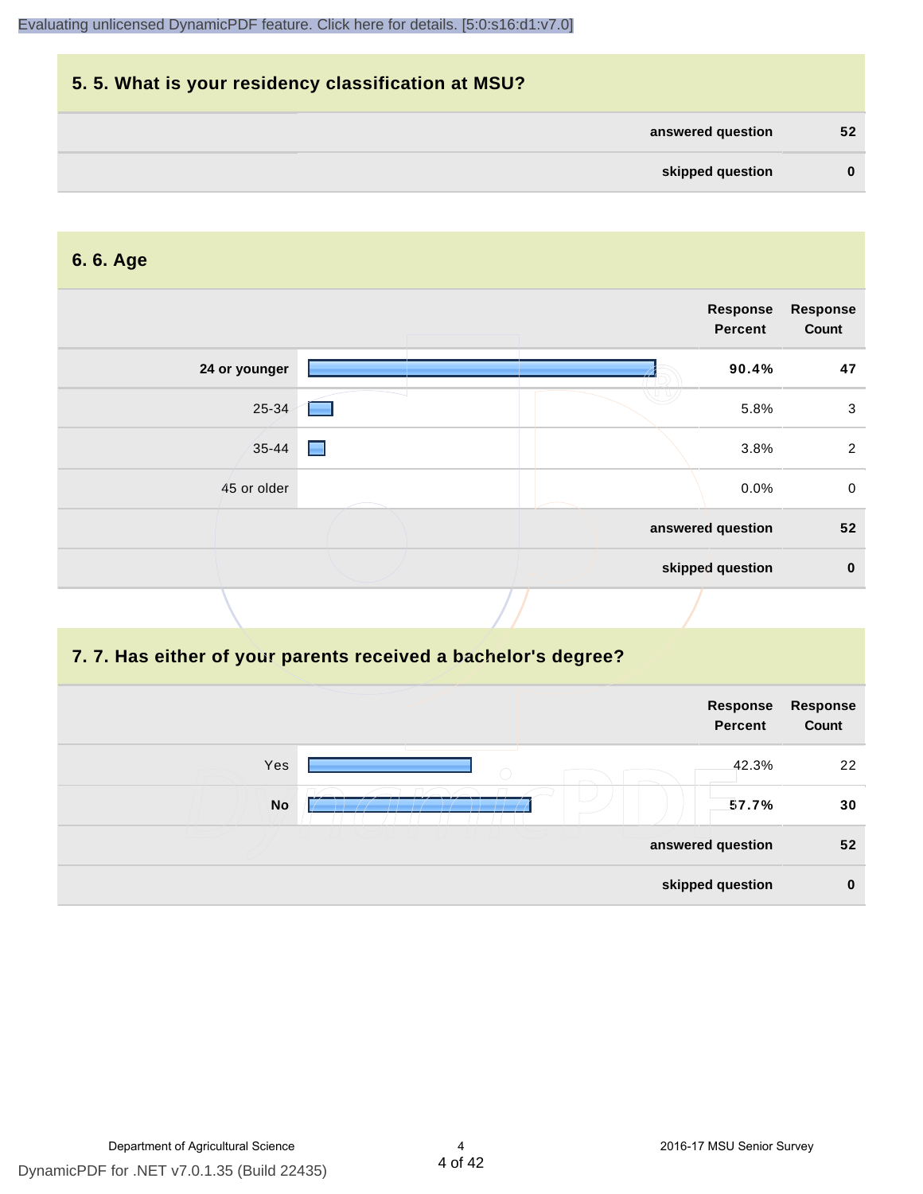## 5. 5. What is your residency classification at MSU?

| | |
|---|---|
| **answered question** | **52** |
| **skipped question** | **0** |

## 6. 6. Age

| | Response Percent | Response Count |
|---|---|---|
| **24 or younger** | **90.4%** | **47** |
| 25-34 | 5.8% | 3 |
| 35-44 | 3.8% | 2 |
| 45 or older | 0.0% | 0 |
| **answered question** | | **52** |
| **skipped question** | | **0** |

## 7. 7. Has either of your parents received a bachelor's degree?

| | Response Percent | Response Count |
|---|---|---|
| Yes | 42.3% | 22 |
| **No** | **57.7%** | **30** |
| **answered question** | | **52** |
| **skipped question** | | **0** |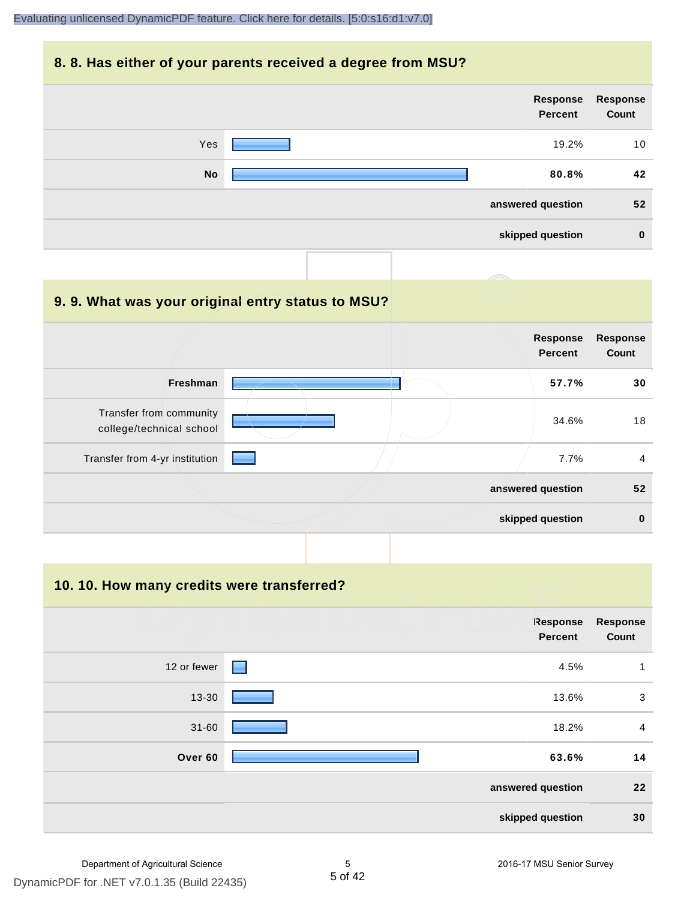## 8. 8. Has either of your parents received a degree from MSU?

| | Response Percent | Response Count |
|---|---|---|
| Yes | 19.2% | 10 |
| **No** | **80.8%** | **42** |
| | **answered question** | **52** |
| | **skipped question** | **0** |

## 9. 9. What was your original entry status to MSU?

| | Response Percent | Response Count |
|---|---|---|
| **Freshman** | **57.7%** | **30** |
| Transfer from community college/technical school | 34.6% | 18 |
| Transfer from 4-yr institution | 7.7% | 4 |
| | **answered question** | **52** |
| | **skipped question** | **0** |

## 10. 10. How many credits were transferred?

| | Response Percent | Response Count |
|---|---|---|
| 12 or fewer | 4.5% | 1 |
| 13-30 | 13.6% | 3 |
| 31-60 | 18.2% | 4 |
| **Over 60** | **63.6%** | **14** |
| | **answered question** | **22** |
| | **skipped question** | **30** |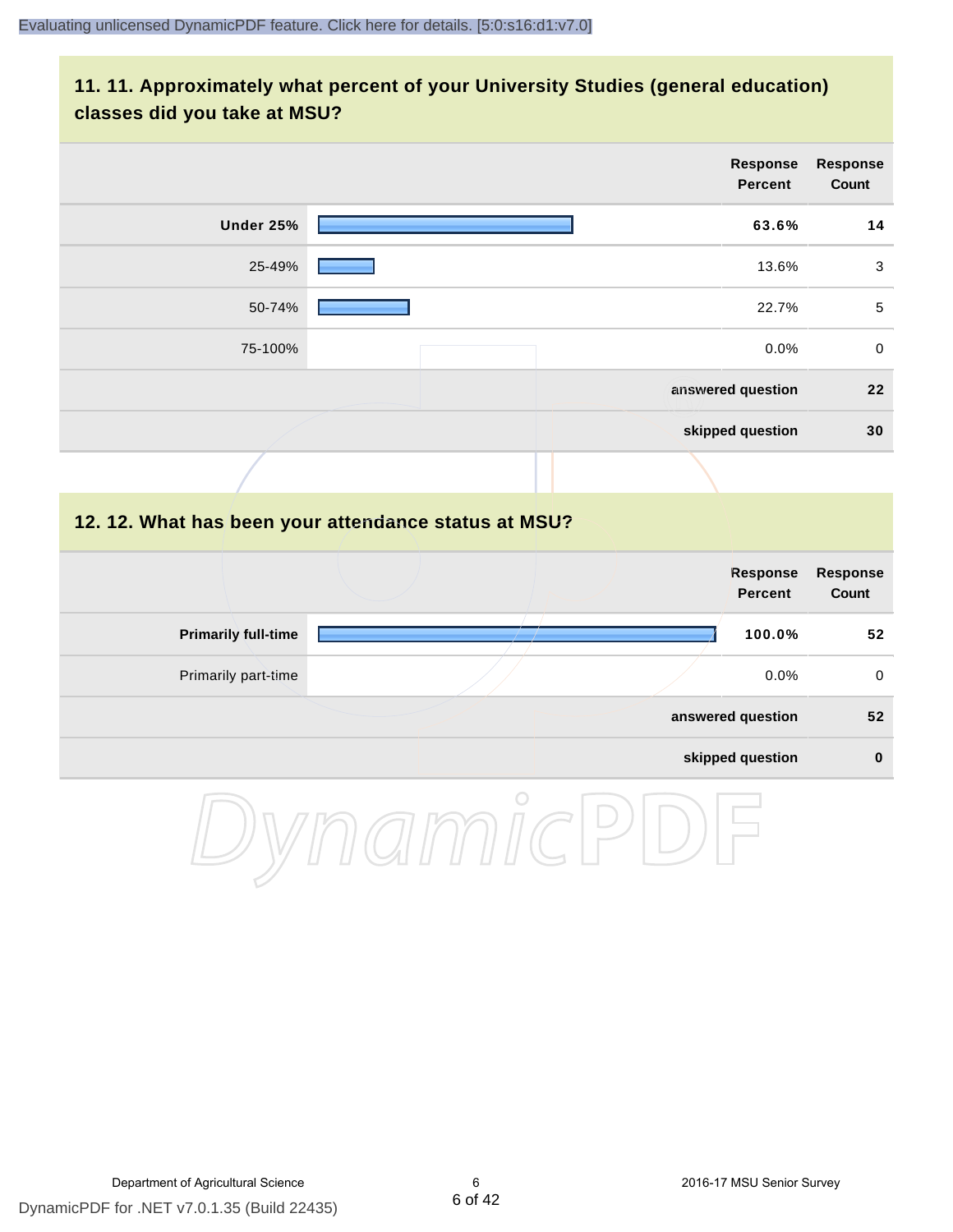## 11. 11. Approximately what percent of your University Studies (general education) classes did you take at MSU?

| | Response Percent | Response Count |
|---|---|---|
| **Under 25%** | **63.6%** | **14** |
| 25-49% | 13.6% | 3 |
| 50-74% | 22.7% | 5 |
| 75-100% | 0.0% | 0 |
| | **answered question** | **22** |
| | **skipped question** | **30** |

## 12. 12. What has been your attendance status at MSU?

| | Response Percent | Response Count |
|---|---|---|
| **Primarily full-time** | **100.0%** | **52** |
| Primarily part-time | 0.0% | 0 |
| | **answered question** | **52** |
| | **skipped question** | **0** |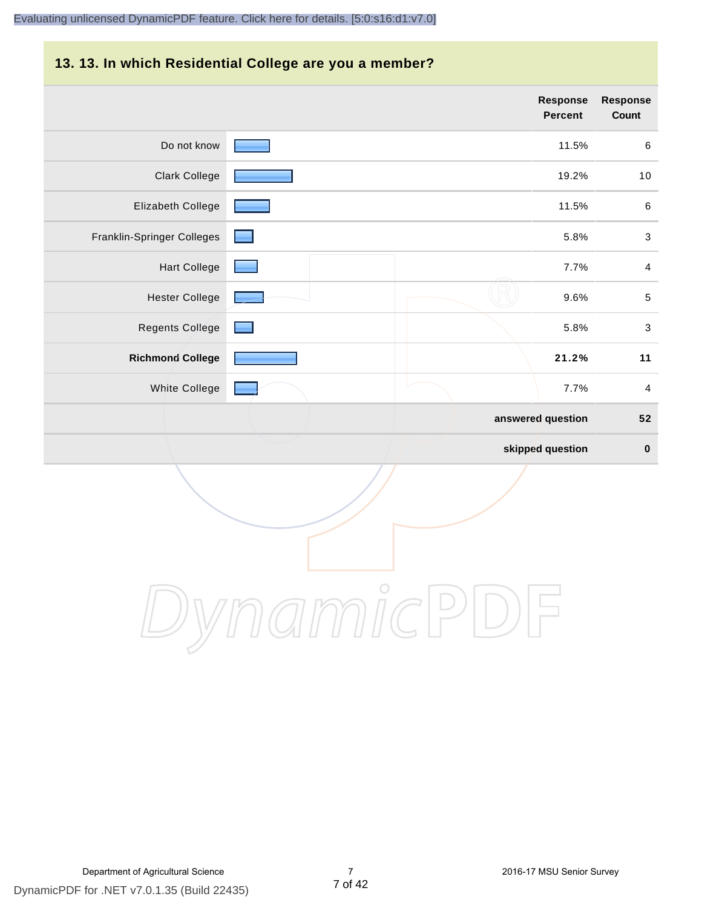## 13. 13. In which Residential College are you a member?

| | Response Percent | Response Count |
|---|---|---|
| Do not know | 11.5% | 6 |
| Clark College | 19.2% | 10 |
| Elizabeth College | 11.5% | 6 |
| Franklin-Springer Colleges | 5.8% | 3 |
| Hart College | 7.7% | 4 |
| Hester College | 9.6% | 5 |
| Regents College | 5.8% | 3 |
| **Richmond College** | **21.2%** | **11** |
| White College | 7.7% | 4 |
| | **answered question** | **52** |
| | **skipped question** | **0** |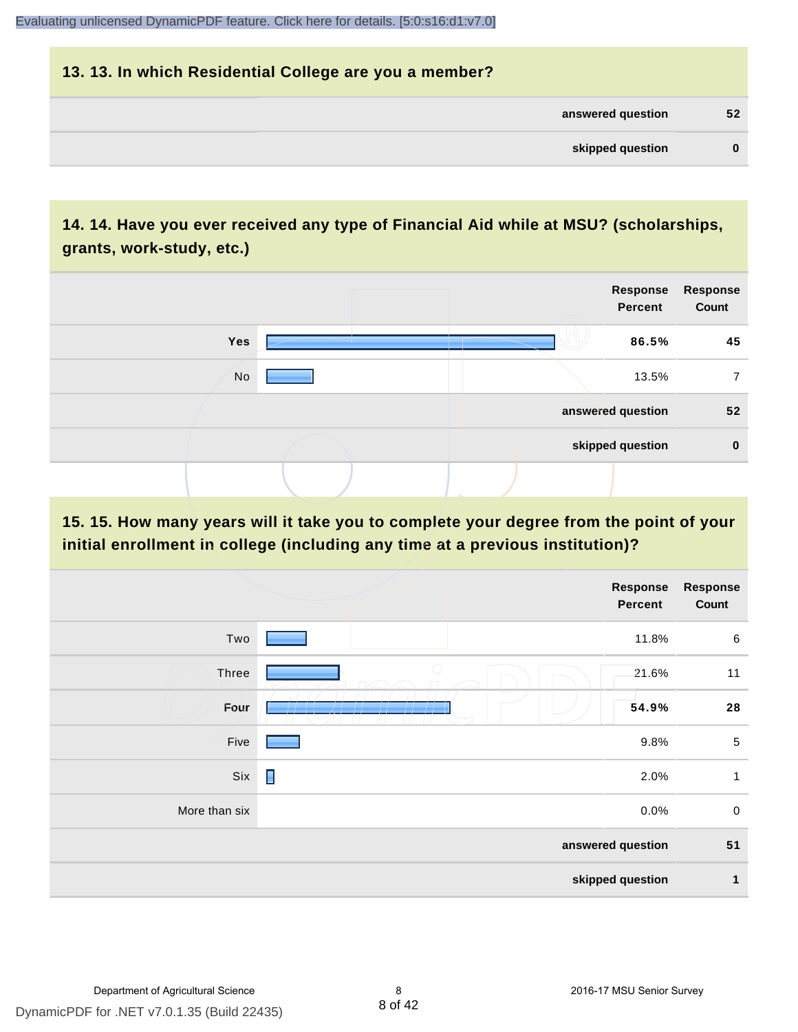## 13. 13. In which Residential College are you a member?

| | |
|---|---|
| **answered question** | **52** |
| **skipped question** | **0** |

## 14. 14. Have you ever received any type of Financial Aid while at MSU? (scholarships, grants, work-study, etc.)

| | Response Percent | Response Count |
|---|---|---|
| **Yes** | **86.5%** | **45** |
| No | 13.5% | 7 |
| **answered question** | | **52** |
| **skipped question** | | **0** |

## 15. 15. How many years will it take you to complete your degree from the point of your initial enrollment in college (including any time at a previous institution)?

| | Response Percent | Response Count |
|---|---|---|
| Two | 11.8% | 6 |
| Three | 21.6% | 11 |
| **Four** | **54.9%** | **28** |
| Five | 9.8% | 5 |
| Six | 2.0% | 1 |
| More than six | 0.0% | 0 |
| **answered question** | | **51** |
| **skipped question** | | **1** |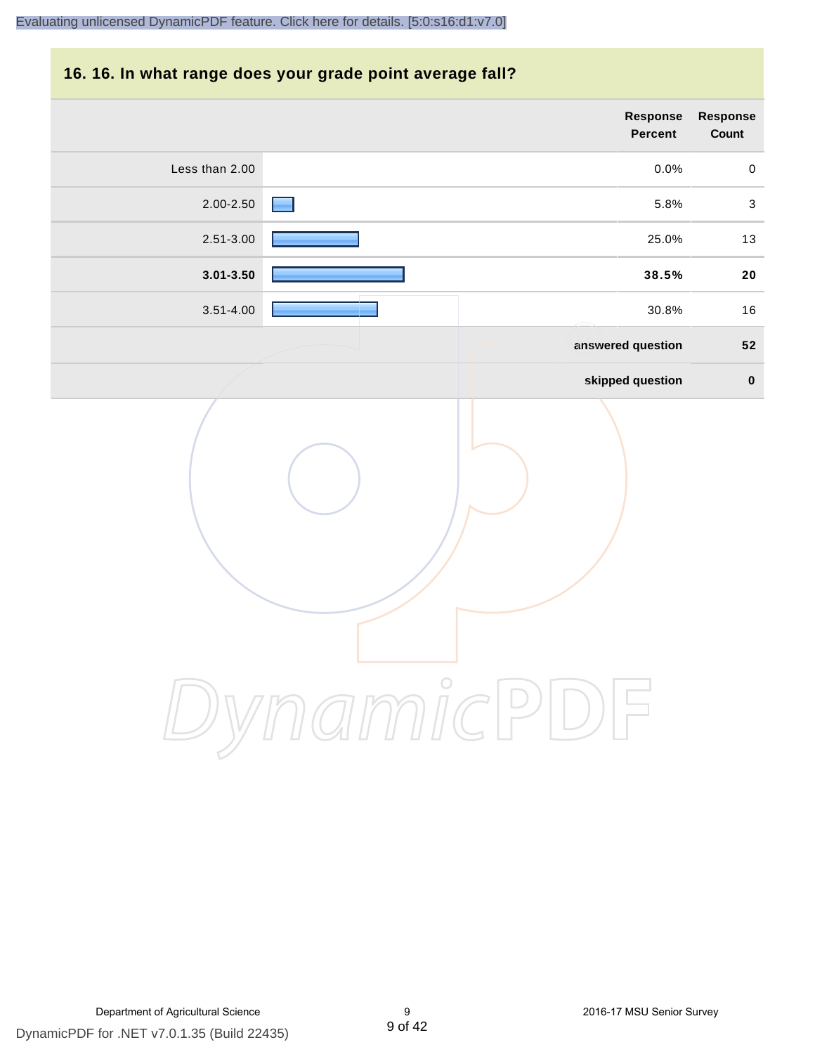## 16. 16. In what range does your grade point average fall?

| | Response Percent | Response Count |
|---|---|---|
| Less than 2.00 | 0.0% | 0 |
| 2.00-2.50 | 5.8% | 3 |
| 2.51-3.00 | 25.0% | 13 |
| **3.01-3.50** | **38.5%** | **20** |
| 3.51-4.00 | 30.8% | 16 |
| | **answered question** | **52** |
| | **skipped question** | **0** |

Department of Agricultural Science

2016-17 MSU Senior Survey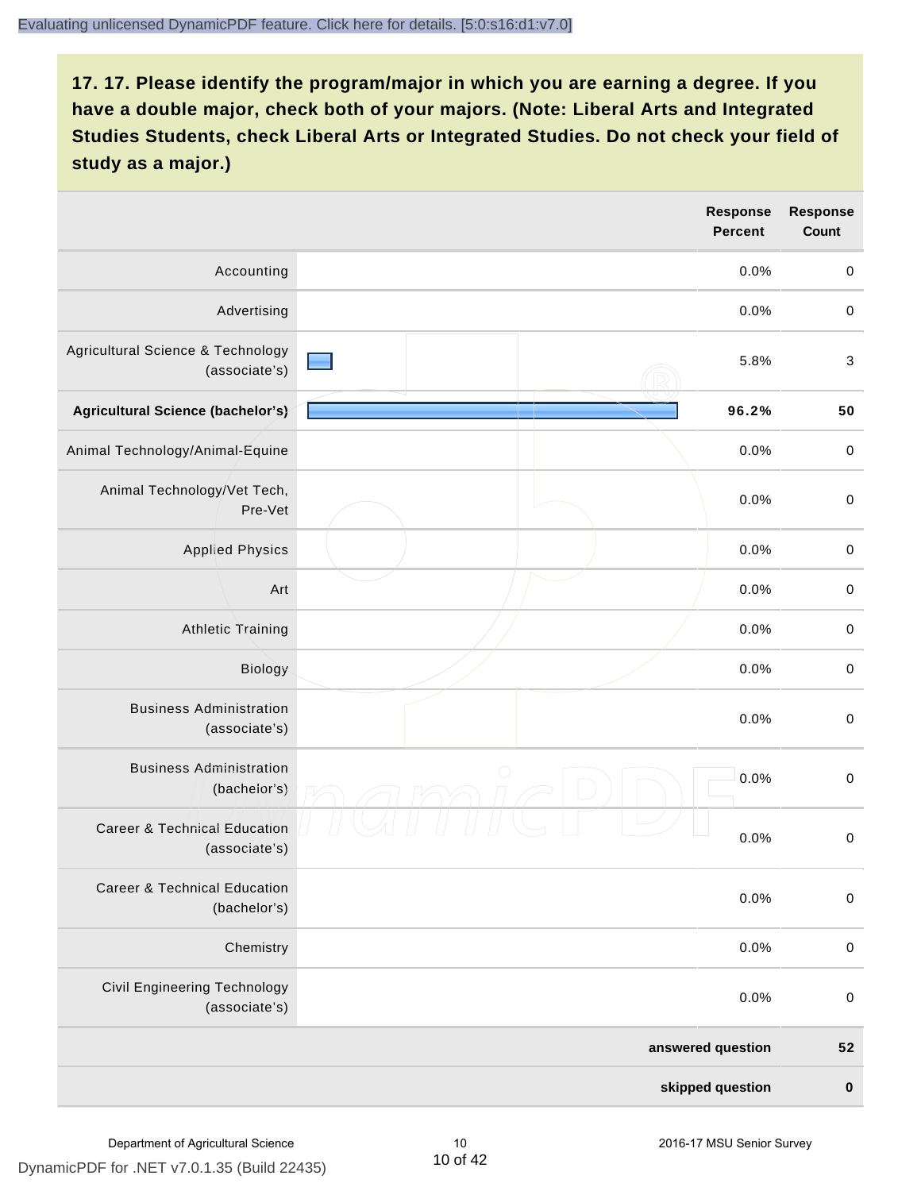**17. 17. Please identify the program/major in which you are earning a degree. If you have a double major, check both of your majors. (Note: Liberal Arts and Integrated Studies Students, check Liberal Arts or Integrated Studies. Do not check your field of study as a major.)**

| | Response Percent | Response Count |
|---|---|---|
| Accounting | 0.0% | 0 |
| Advertising | 0.0% | 0 |
| Agricultural Science & Technology (associate's) | 5.8% | 3 |
| **Agricultural Science (bachelor's)** | **96.2%** | **50** |
| Animal Technology/Animal-Equine | 0.0% | 0 |
| Animal Technology/Vet Tech, Pre-Vet | 0.0% | 0 |
| Applied Physics | 0.0% | 0 |
| Art | 0.0% | 0 |
| Athletic Training | 0.0% | 0 |
| Biology | 0.0% | 0 |
| Business Administration (associate's) | 0.0% | 0 |
| Business Administration (bachelor's) | 0.0% | 0 |
| Career & Technical Education (associate's) | 0.0% | 0 |
| Career & Technical Education (bachelor's) | 0.0% | 0 |
| Chemistry | 0.0% | 0 |
| Civil Engineering Technology (associate's) | 0.0% | 0 |
| | **answered question** | **52** |
| | **skipped question** | **0** |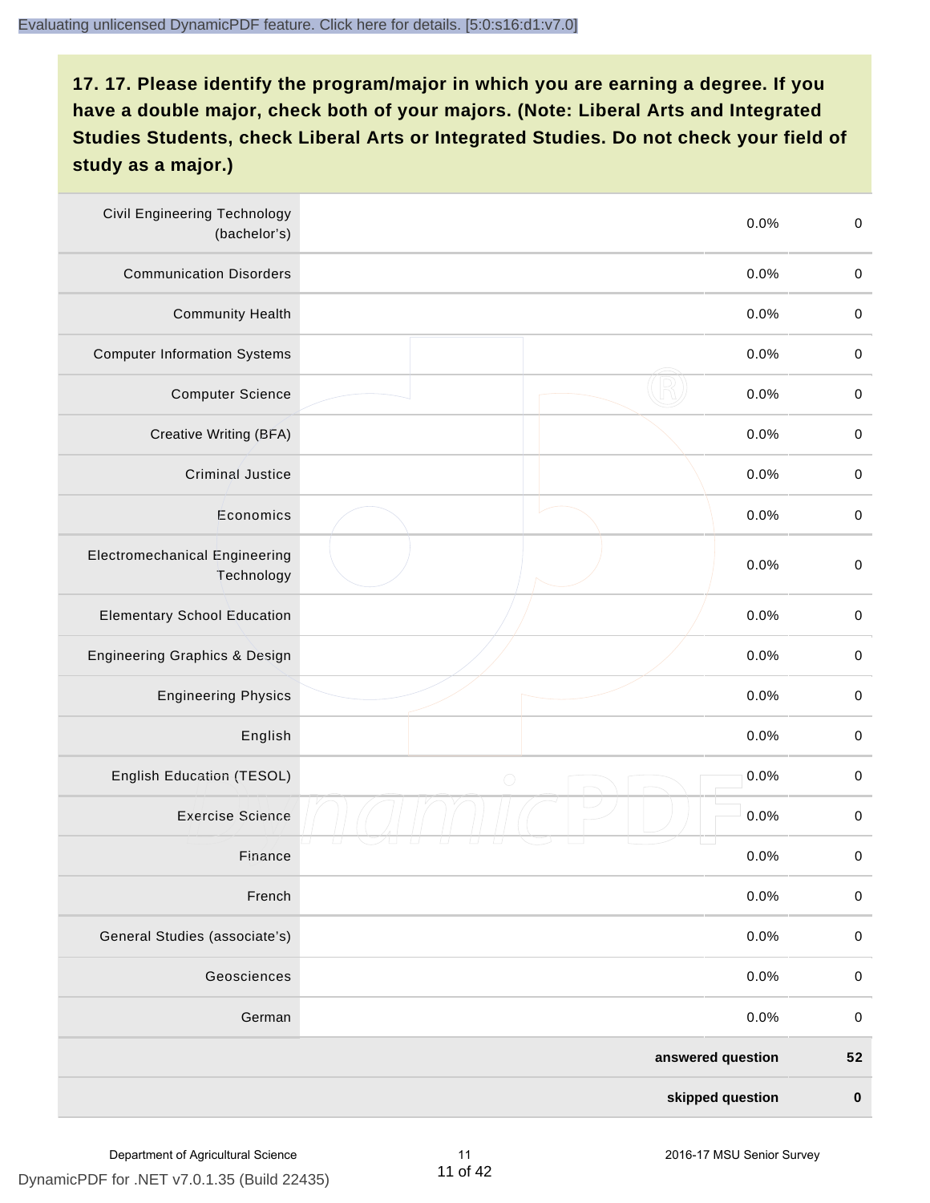**17. 17. Please identify the program/major in which you are earning a degree. If you have a double major, check both of your majors. (Note: Liberal Arts and Integrated Studies Students, check Liberal Arts or Integrated Studies. Do not check your field of study as a major.)**

| | | | |
|---|---|---|---|
| Civil Engineering Technology (bachelor's) | | 0.0% | 0 |
| Communication Disorders | | 0.0% | 0 |
| Community Health | | 0.0% | 0 |
| Computer Information Systems | | 0.0% | 0 |
| Computer Science | | 0.0% | 0 |
| Creative Writing (BFA) | | 0.0% | 0 |
| Criminal Justice | | 0.0% | 0 |
| Economics | | 0.0% | 0 |
| Electromechanical Engineering Technology | | 0.0% | 0 |
| Elementary School Education | | 0.0% | 0 |
| Engineering Graphics & Design | | 0.0% | 0 |
| Engineering Physics | | 0.0% | 0 |
| English | | 0.0% | 0 |
| English Education (TESOL) | | 0.0% | 0 |
| Exercise Science | | 0.0% | 0 |
| Finance | | 0.0% | 0 |
| French | | 0.0% | 0 |
| General Studies (associate's) | | 0.0% | 0 |
| Geosciences | | 0.0% | 0 |
| German | | 0.0% | 0 |
| | | **answered question** | **52** |
| | | **skipped question** | **0** |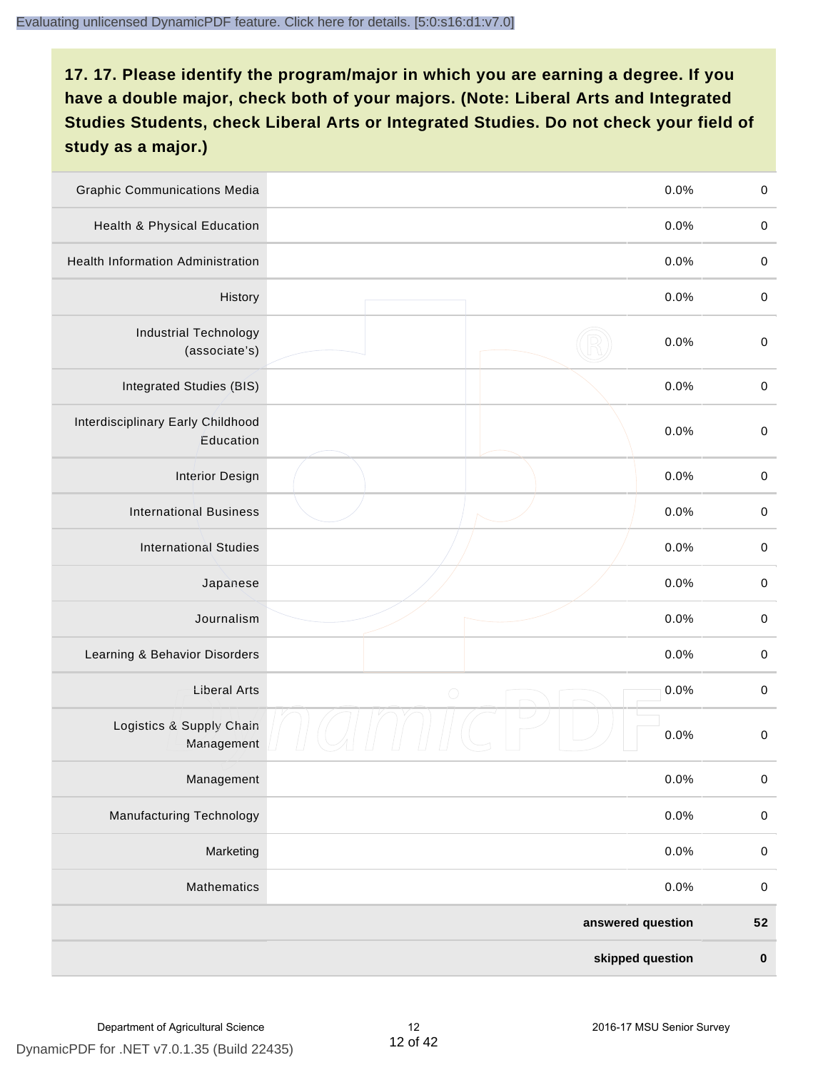**17. 17. Please identify the program/major in which you are earning a degree. If you have a double major, check both of your majors. (Note: Liberal Arts and Integrated Studies Students, check Liberal Arts or Integrated Studies. Do not check your field of study as a major.)**

| | | | |
|---|---|---|---|
| Graphic Communications Media | | 0.0% | 0 |
| Health & Physical Education | | 0.0% | 0 |
| Health Information Administration | | 0.0% | 0 |
| History | | 0.0% | 0 |
| Industrial Technology (associate's) | | 0.0% | 0 |
| Integrated Studies (BIS) | | 0.0% | 0 |
| Interdisciplinary Early Childhood Education | | 0.0% | 0 |
| Interior Design | | 0.0% | 0 |
| International Business | | 0.0% | 0 |
| International Studies | | 0.0% | 0 |
| Japanese | | 0.0% | 0 |
| Journalism | | 0.0% | 0 |
| Learning & Behavior Disorders | | 0.0% | 0 |
| Liberal Arts | | 0.0% | 0 |
| Logistics & Supply Chain Management | | 0.0% | 0 |
| Management | | 0.0% | 0 |
| Manufacturing Technology | | 0.0% | 0 |
| Marketing | | 0.0% | 0 |
| Mathematics | | 0.0% | 0 |
| | | **answered question** | **52** |
| | | **skipped question** | **0** |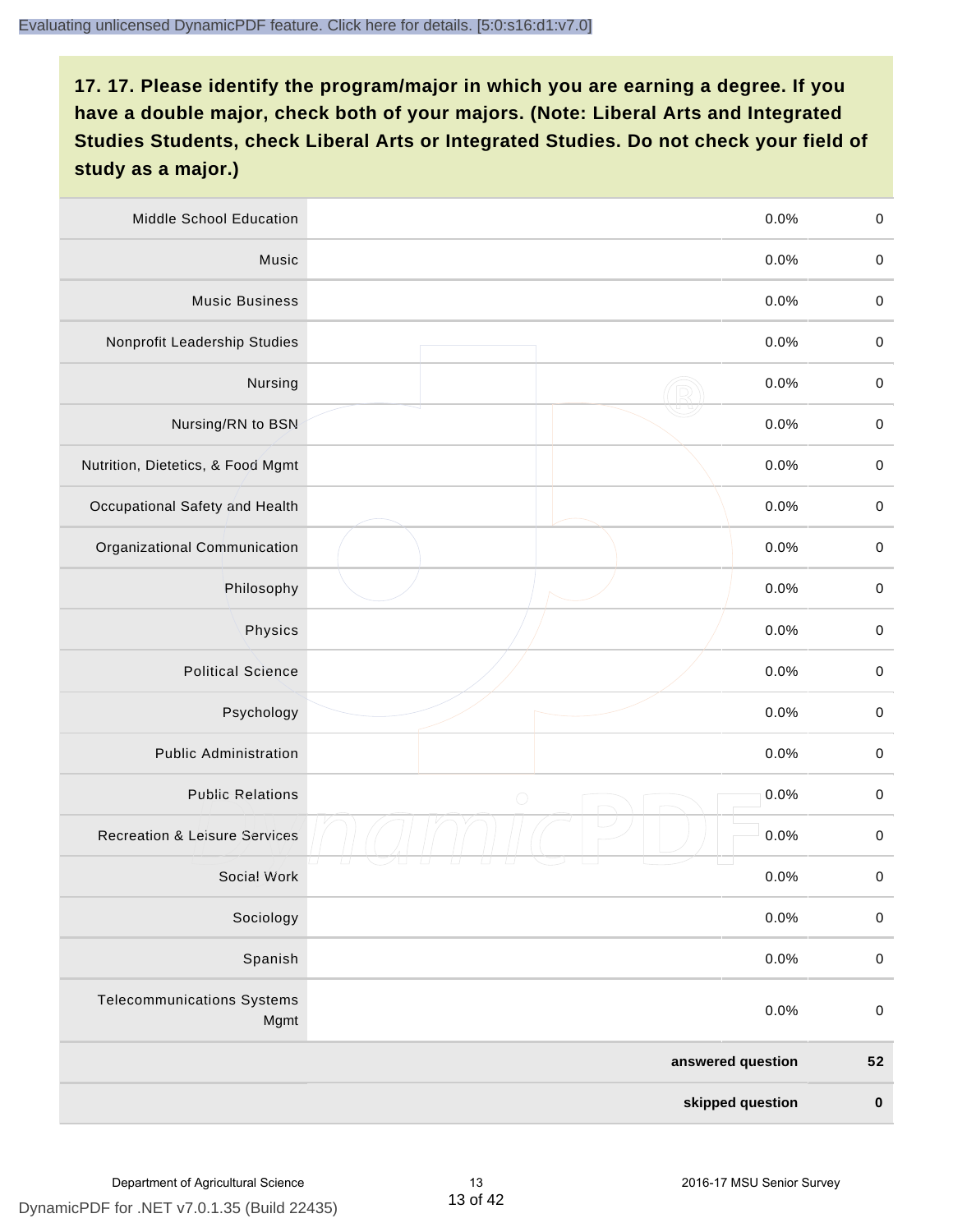**17. 17. Please identify the program/major in which you are earning a degree. If you have a double major, check both of your majors. (Note: Liberal Arts and Integrated Studies Students, check Liberal Arts or Integrated Studies. Do not check your field of study as a major.)**

| | | | |
|---|---|---|---|
| Middle School Education | | 0.0% | 0 |
| Music | | 0.0% | 0 |
| Music Business | | 0.0% | 0 |
| Nonprofit Leadership Studies | | 0.0% | 0 |
| Nursing | | 0.0% | 0 |
| Nursing/RN to BSN | | 0.0% | 0 |
| Nutrition, Dietetics, & Food Mgmt | | 0.0% | 0 |
| Occupational Safety and Health | | 0.0% | 0 |
| Organizational Communication | | 0.0% | 0 |
| Philosophy | | 0.0% | 0 |
| Physics | | 0.0% | 0 |
| Political Science | | 0.0% | 0 |
| Psychology | | 0.0% | 0 |
| Public Administration | | 0.0% | 0 |
| Public Relations | | 0.0% | 0 |
| Recreation & Leisure Services | | 0.0% | 0 |
| Social Work | | 0.0% | 0 |
| Sociology | | 0.0% | 0 |
| Spanish | | 0.0% | 0 |
| Telecommunications Systems Mgmt | | 0.0% | 0 |
| | | **answered question** | **52** |
| | | **skipped question** | **0** |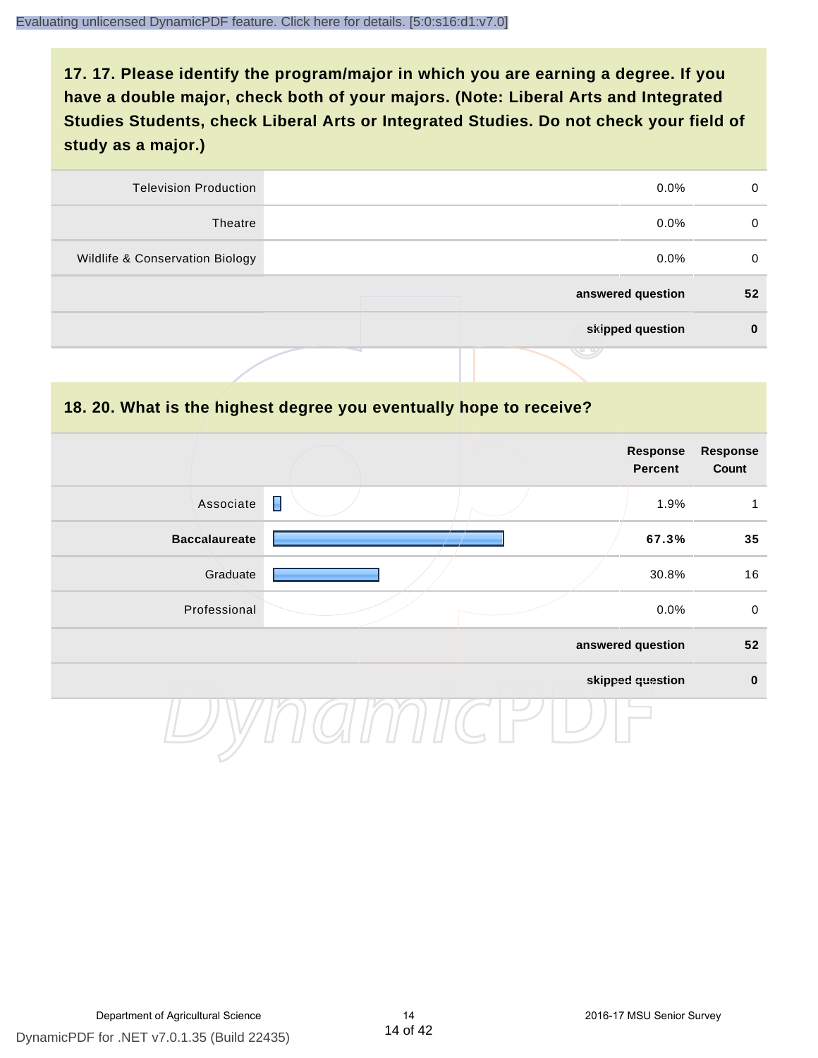## 17. 17. Please identify the program/major in which you are earning a degree. If you have a double major, check both of your majors. (Note: Liberal Arts and Integrated Studies Students, check Liberal Arts or Integrated Studies. Do not check your field of study as a major.)

| | Response Percent | Response Count |
|---|---|---|
| Television Production | 0.0% | 0 |
| Theatre | 0.0% | 0 |
| Wildlife & Conservation Biology | 0.0% | 0 |
| | answered question | 52 |
| | skipped question | 0 |

## 18. 20. What is the highest degree you eventually hope to receive?

| | Response Percent | Response Count |
|---|---|---|
| Associate | 1.9% | 1 |
| **Baccalaureate** | **67.3%** | **35** |
| Graduate | 30.8% | 16 |
| Professional | 0.0% | 0 |
| | answered question | 52 |
| | skipped question | 0 |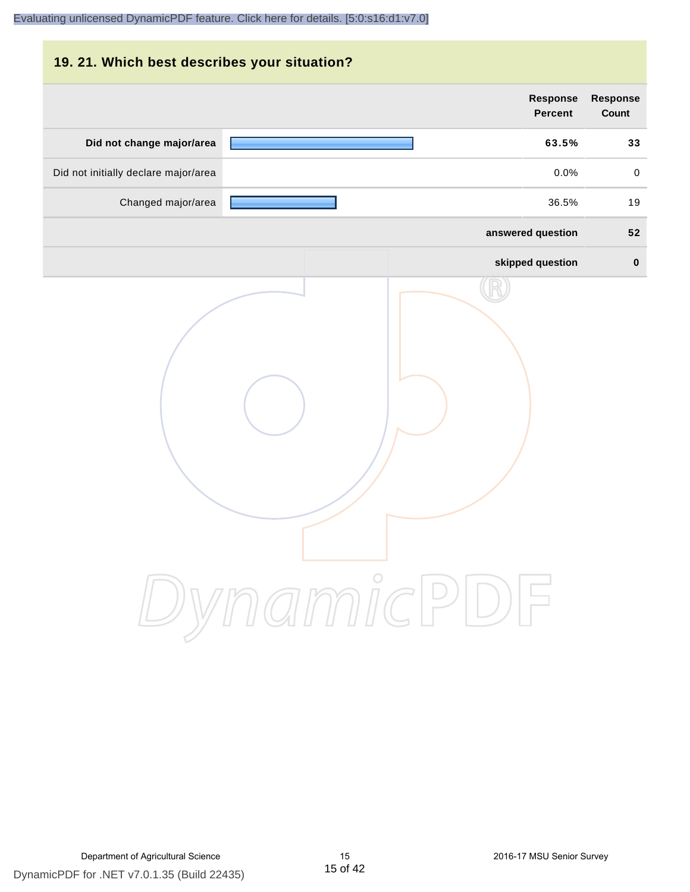## 19. 21. Which best describes your situation?

| | Response Percent | Response Count |
|---|---|---|
| **Did not change major/area** | **63.5%** | **33** |
| Did not initially declare major/area | 0.0% | 0 |
| Changed major/area | 36.5% | 19 |
| **answered question** | | **52** |
| **skipped question** | | **0** |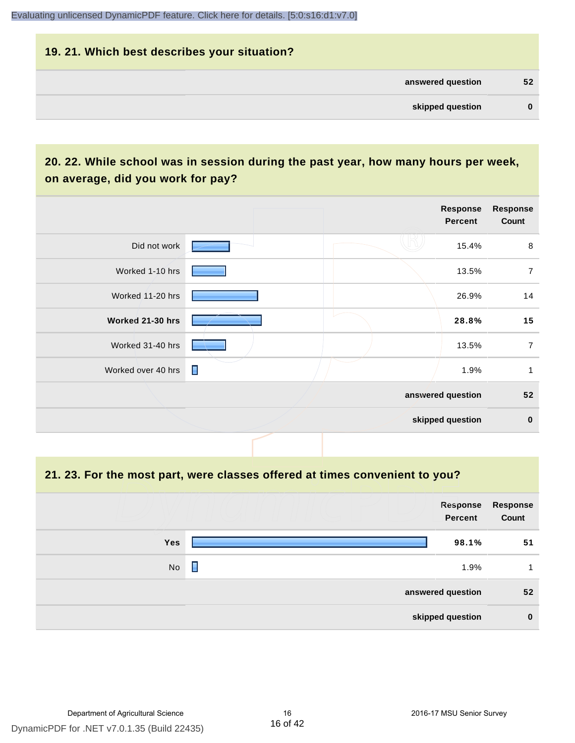## 19. 21. Which best describes your situation?

| | |
|---|---|
| answered question | 52 |
| skipped question | 0 |

## 20. 22. While school was in session during the past year, how many hours per week, on average, did you work for pay?

| | Response Percent | Response Count |
|---|---|---|
| Did not work | 15.4% | 8 |
| Worked 1-10 hrs | 13.5% | 7 |
| Worked 11-20 hrs | 26.9% | 14 |
| **Worked 21-30 hrs** | **28.8%** | **15** |
| Worked 31-40 hrs | 13.5% | 7 |
| Worked over 40 hrs | 1.9% | 1 |
| answered question | | 52 |
| skipped question | | 0 |

## 21. 23. For the most part, were classes offered at times convenient to you?

| | Response Percent | Response Count |
|---|---|---|
| **Yes** | **98.1%** | **51** |
| No | 1.9% | 1 |
| answered question | | 52 |
| skipped question | | 0 |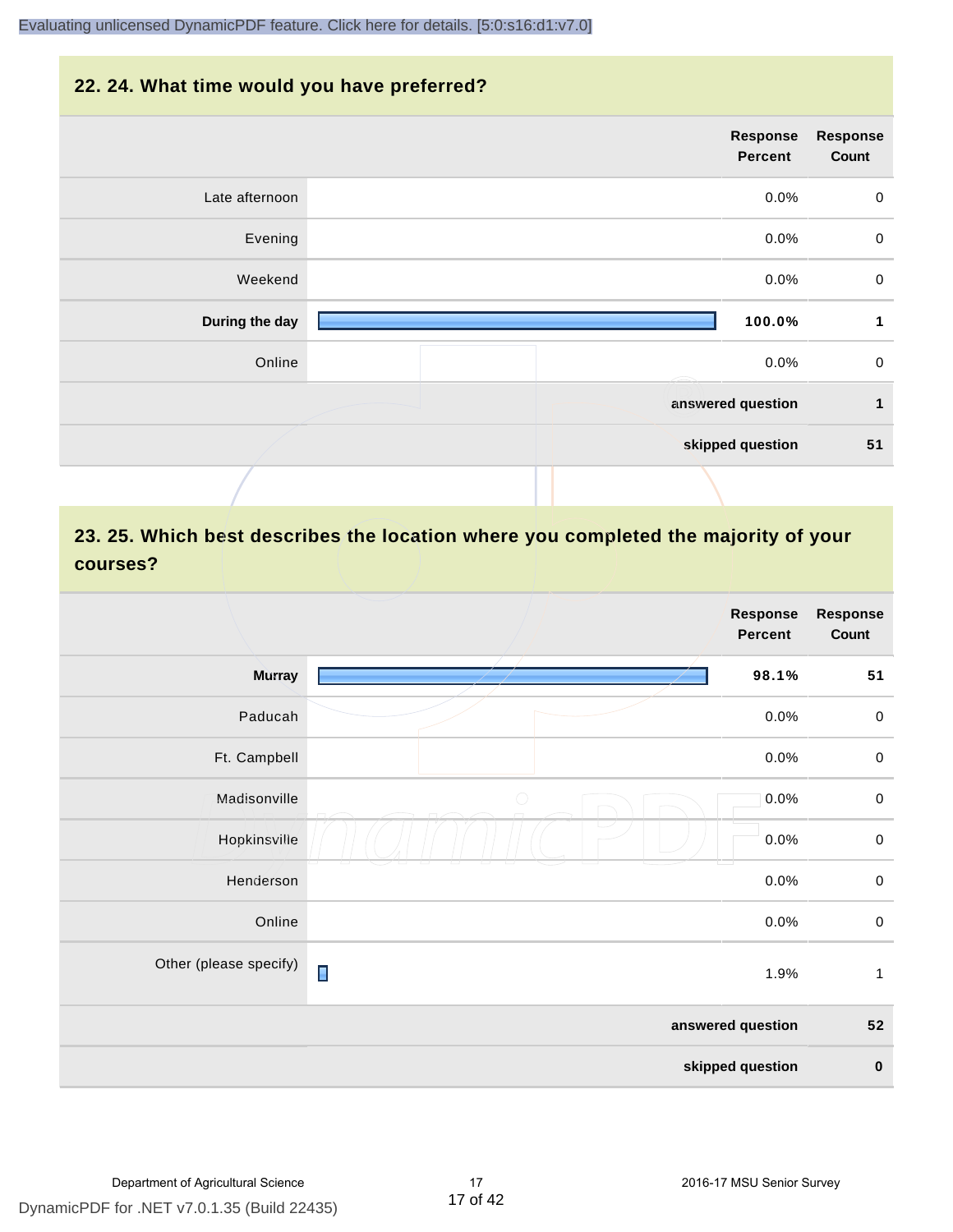## 22. 24. What time would you have preferred?

| | Response Percent | Response Count |
|---|---|---|
| Late afternoon | 0.0% | 0 |
| Evening | 0.0% | 0 |
| Weekend | 0.0% | 0 |
| **During the day** | **100.0%** | **1** |
| Online | 0.0% | 0 |
| | **answered question** | **1** |
| | **skipped question** | **51** |

## 23. 25. Which best describes the location where you completed the majority of your courses?

| | Response Percent | Response Count |
|---|---|---|
| **Murray** | **98.1%** | **51** |
| Paducah | 0.0% | 0 |
| Ft. Campbell | 0.0% | 0 |
| Madisonville | 0.0% | 0 |
| Hopkinsville | 0.0% | 0 |
| Henderson | 0.0% | 0 |
| Online | 0.0% | 0 |
| Other (please specify) | 1.9% | 1 |
| | **answered question** | **52** |
| | **skipped question** | **0** |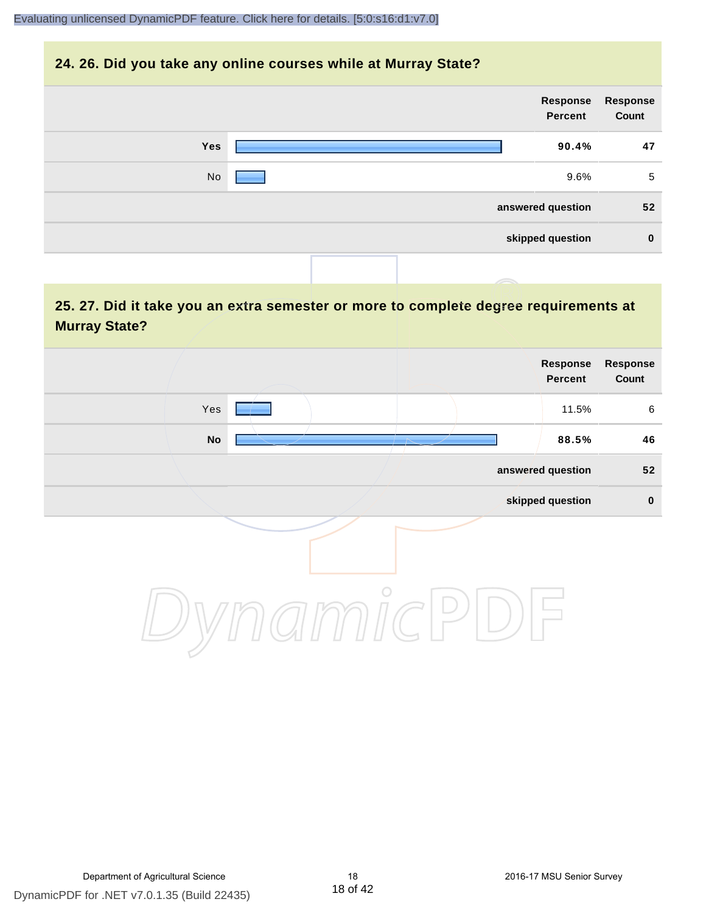## 24. 26. Did you take any online courses while at Murray State?

| | Response Percent | Response Count |
|---|---|---|
| **Yes** | **90.4%** | **47** |
| No | 9.6% | 5 |
| | **answered question** | **52** |
| | **skipped question** | **0** |

## 25. 27. Did it take you an extra semester or more to complete degree requirements at Murray State?

| | Response Percent | Response Count |
|---|---|---|
| Yes | 11.5% | 6 |
| **No** | **88.5%** | **46** |
| | **answered question** | **52** |
| | **skipped question** | **0** |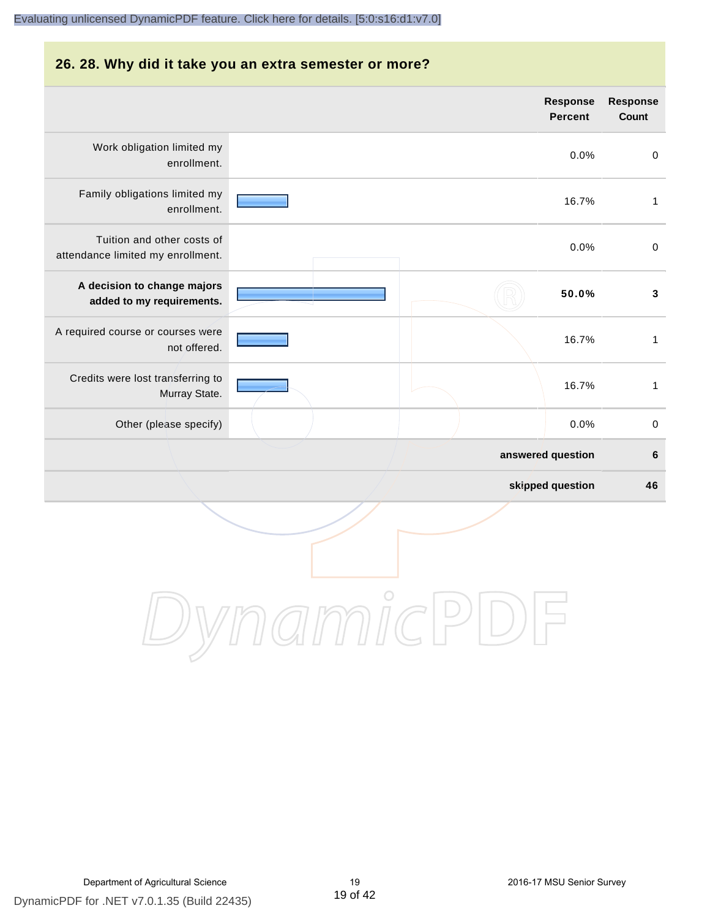## 26. 28. Why did it take you an extra semester or more?

| | Response Percent | Response Count |
|---|---|---|
| Work obligation limited my enrollment. | 0.0% | 0 |
| Family obligations limited my enrollment. | 16.7% | 1 |
| Tuition and other costs of attendance limited my enrollment. | 0.0% | 0 |
| **A decision to change majors added to my requirements.** | **50.0%** | **3** |
| A required course or courses were not offered. | 16.7% | 1 |
| Credits were lost transferring to Murray State. | 16.7% | 1 |
| Other (please specify) | 0.0% | 0 |
| | **answered question** | **6** |
| | **skipped question** | **46** |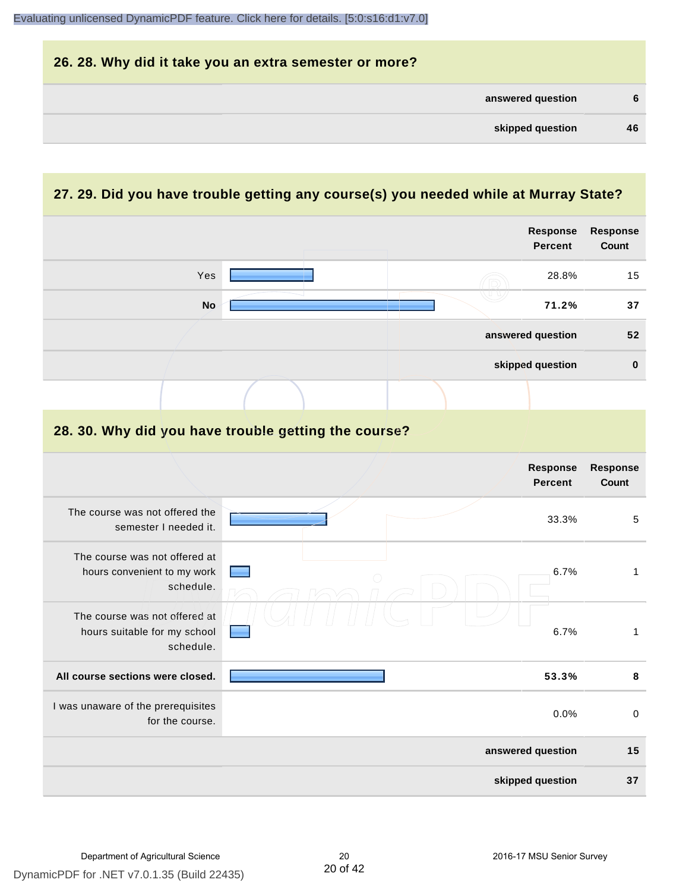## 26. 28. Why did it take you an extra semester or more?

| | |
|---|---|
| answered question | 6 |
| skipped question | 46 |

## 27. 29. Did you have trouble getting any course(s) you needed while at Murray State?

| | Response Percent | Response Count |
|---|---|---|
| Yes | 28.8% | 15 |
| **No** | **71.2%** | **37** |
| answered question | | 52 |
| skipped question | | 0 |

## 28. 30. Why did you have trouble getting the course?

| | Response Percent | Response Count |
|---|---|---|
| The course was not offered the semester I needed it. | 33.3% | 5 |
| The course was not offered at hours convenient to my work schedule. | 6.7% | 1 |
| The course was not offered at hours suitable for my school schedule. | 6.7% | 1 |
| **All course sections were closed.** | **53.3%** | **8** |
| I was unaware of the prerequisites for the course. | 0.0% | 0 |
| answered question | | 15 |
| skipped question | | 37 |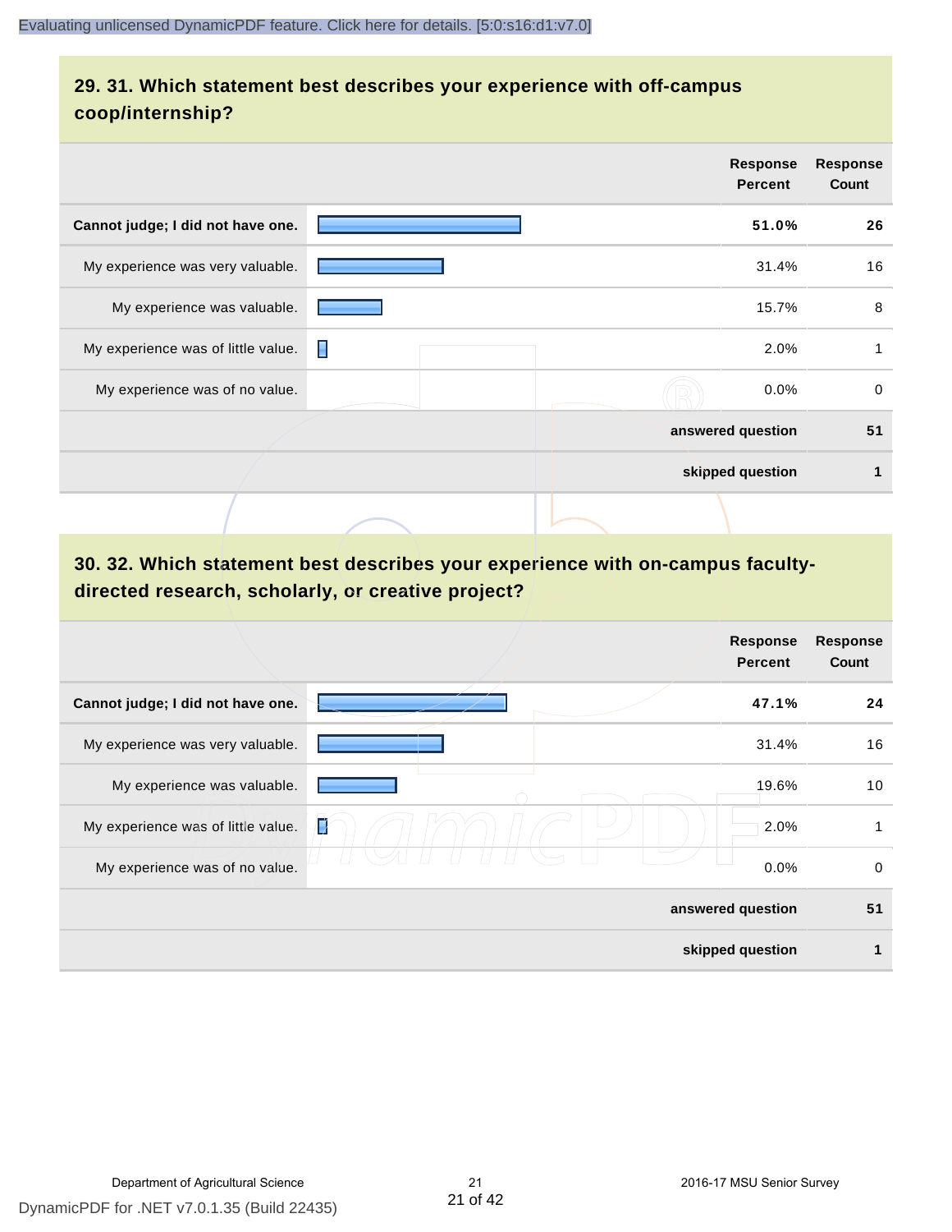## 29. 31. Which statement best describes your experience with off-campus coop/internship?

| | Response Percent | Response Count |
|---|---|---|
| **Cannot judge; I did not have one.** | **51.0%** | **26** |
| My experience was very valuable. | 31.4% | 16 |
| My experience was valuable. | 15.7% | 8 |
| My experience was of little value. | 2.0% | 1 |
| My experience was of no value. | 0.0% | 0 |
| | **answered question** | **51** |
| | **skipped question** | **1** |

## 30. 32. Which statement best describes your experience with on-campus faculty-directed research, scholarly, or creative project?

| | Response Percent | Response Count |
|---|---|---|
| **Cannot judge; I did not have one.** | **47.1%** | **24** |
| My experience was very valuable. | 31.4% | 16 |
| My experience was valuable. | 19.6% | 10 |
| My experience was of little value. | 2.0% | 1 |
| My experience was of no value. | 0.0% | 0 |
| | **answered question** | **51** |
| | **skipped question** | **1** |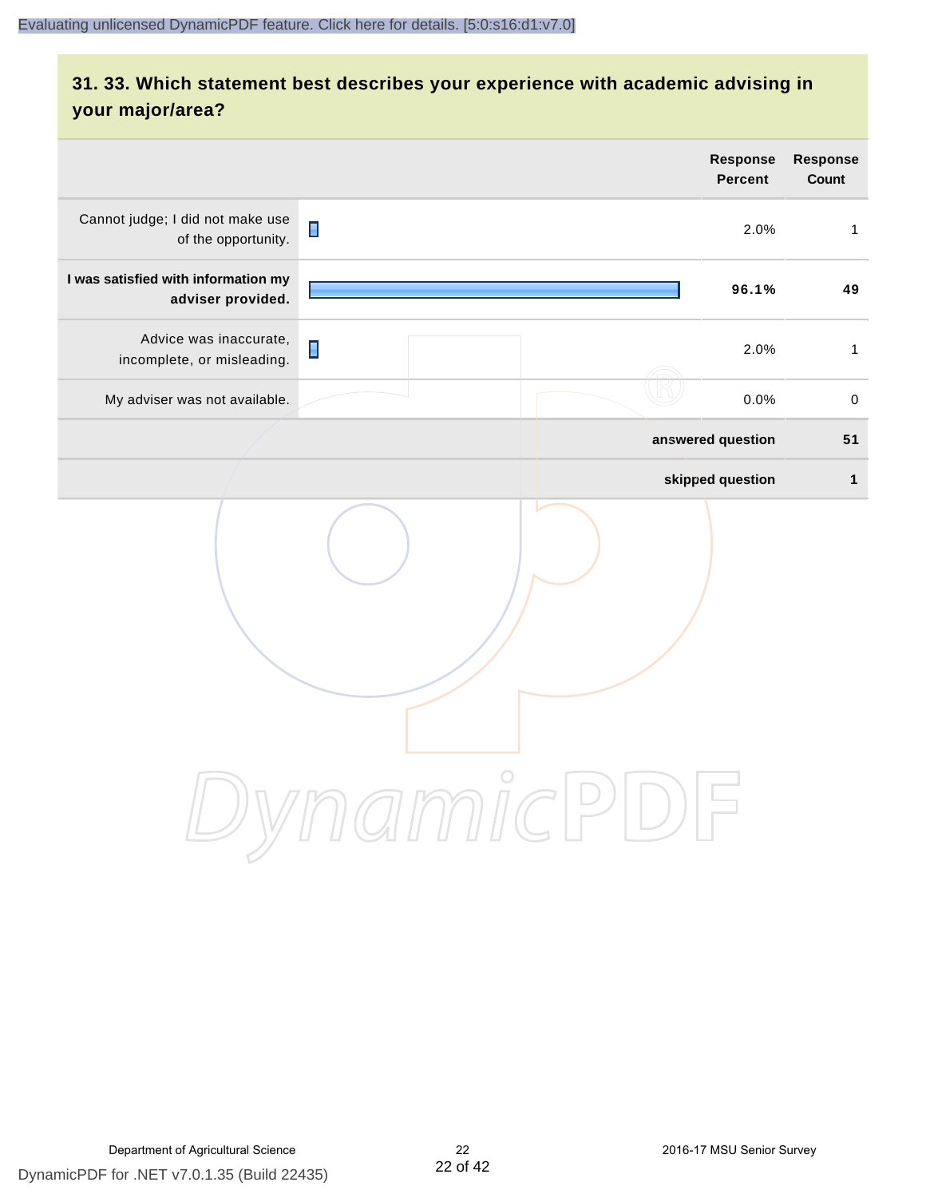## 31. 33. Which statement best describes your experience with academic advising in your major/area?

| | Response Percent | Response Count |
|---|---|---|
| Cannot judge; I did not make use of the opportunity. | 2.0% | 1 |
| **I was satisfied with information my adviser provided.** | **96.1%** | **49** |
| Advice was inaccurate, incomplete, or misleading. | 2.0% | 1 |
| My adviser was not available. | 0.0% | 0 |
| | **answered question** | **51** |
| | **skipped question** | **1** |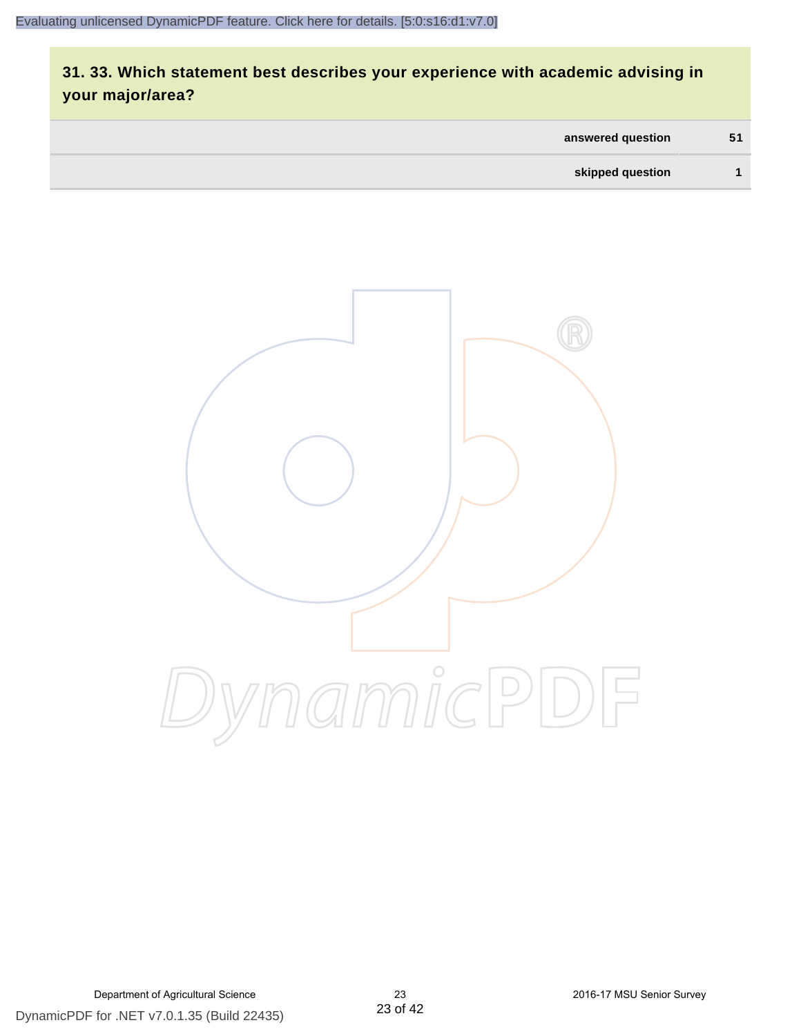## 31. 33. Which statement best describes your experience with academic advising in your major/area?

| | |
|---|---|
| answered question | 51 |
| skipped question | 1 |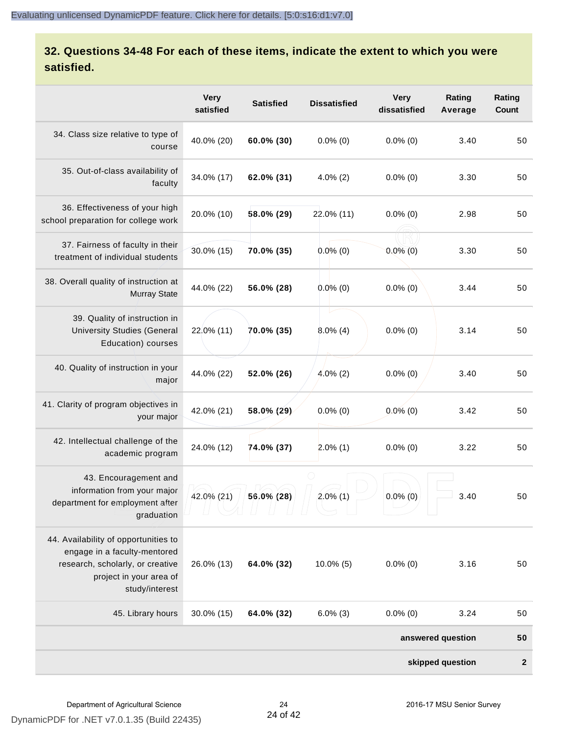## 32. Questions 34-48 For each of these items, indicate the extent to which you were satisfied.

| | Very satisfied | Satisfied | Dissatisfied | Very dissatisfied | Rating Average | Rating Count |
|---|---|---|---|---|---|---|
| 34. Class size relative to type of course | 40.0% (20) | **60.0% (30)** | 0.0% (0) | 0.0% (0) | 3.40 | 50 |
| 35. Out-of-class availability of faculty | 34.0% (17) | **62.0% (31)** | 4.0% (2) | 0.0% (0) | 3.30 | 50 |
| 36. Effectiveness of your high school preparation for college work | 20.0% (10) | **58.0% (29)** | 22.0% (11) | 0.0% (0) | 2.98 | 50 |
| 37. Fairness of faculty in their treatment of individual students | 30.0% (15) | **70.0% (35)** | 0.0% (0) | 0.0% (0) | 3.30 | 50 |
| 38. Overall quality of instruction at Murray State | 44.0% (22) | **56.0% (28)** | 0.0% (0) | 0.0% (0) | 3.44 | 50 |
| 39. Quality of instruction in University Studies (General Education) courses | 22.0% (11) | **70.0% (35)** | 8.0% (4) | 0.0% (0) | 3.14 | 50 |
| 40. Quality of instruction in your major | 44.0% (22) | **52.0% (26)** | 4.0% (2) | 0.0% (0) | 3.40 | 50 |
| 41. Clarity of program objectives in your major | 42.0% (21) | **58.0% (29)** | 0.0% (0) | 0.0% (0) | 3.42 | 50 |
| 42. Intellectual challenge of the academic program | 24.0% (12) | **74.0% (37)** | 2.0% (1) | 0.0% (0) | 3.22 | 50 |
| 43. Encouragement and information from your major department for employment after graduation | 42.0% (21) | **56.0% (28)** | 2.0% (1) | 0.0% (0) | 3.40 | 50 |
| 44. Availability of opportunities to engage in a faculty-mentored research, scholarly, or creative project in your area of study/interest | 26.0% (13) | **64.0% (32)** | 10.0% (5) | 0.0% (0) | 3.16 | 50 |
| 45. Library hours | 30.0% (15) | **64.0% (32)** | 6.0% (3) | 0.0% (0) | 3.24 | 50 |
| | | | | | **answered question** | **50** |
| | | | | | **skipped question** | **2** |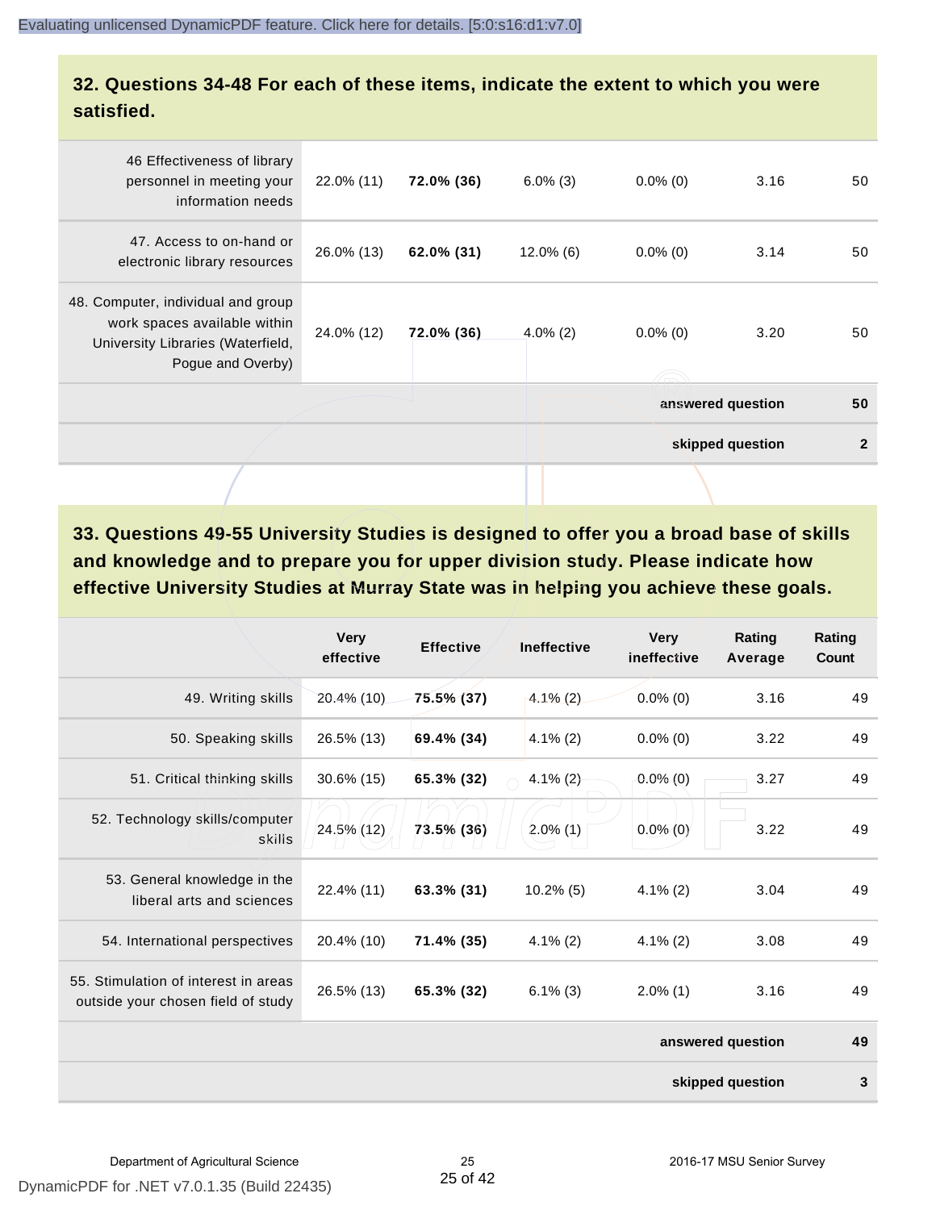## 32. Questions 34-48 For each of these items, indicate the extent to which you were satisfied.

| | | | | | | |
|---|---|---|---|---|---|---|
| 46 Effectiveness of library personnel in meeting your information needs | 22.0% (11) | **72.0% (36)** | 6.0% (3) | 0.0% (0) | 3.16 | 50 |
| 47. Access to on-hand or electronic library resources | 26.0% (13) | **62.0% (31)** | 12.0% (6) | 0.0% (0) | 3.14 | 50 |
| 48. Computer, individual and group work spaces available within University Libraries (Waterfield, Pogue and Overby) | 24.0% (12) | **72.0% (36)** | 4.0% (2) | 0.0% (0) | 3.20 | 50 |
| | | | | | **answered question** | **50** |
| | | | | | **skipped question** | **2** |

## 33. Questions 49-55 University Studies is designed to offer you a broad base of skills and knowledge and to prepare you for upper division study. Please indicate how effective University Studies at Murray State was in helping you achieve these goals.

| | Very effective | Effective | Ineffective | Very ineffective | Rating Average | Rating Count |
|---|---|---|---|---|---|---|
| 49. Writing skills | 20.4% (10) | **75.5% (37)** | 4.1% (2) | 0.0% (0) | 3.16 | 49 |
| 50. Speaking skills | 26.5% (13) | **69.4% (34)** | 4.1% (2) | 0.0% (0) | 3.22 | 49 |
| 51. Critical thinking skills | 30.6% (15) | **65.3% (32)** | 4.1% (2) | 0.0% (0) | 3.27 | 49 |
| 52. Technology skills/computer skills | 24.5% (12) | **73.5% (36)** | 2.0% (1) | 0.0% (0) | 3.22 | 49 |
| 53. General knowledge in the liberal arts and sciences | 22.4% (11) | **63.3% (31)** | 10.2% (5) | 4.1% (2) | 3.04 | 49 |
| 54. International perspectives | 20.4% (10) | **71.4% (35)** | 4.1% (2) | 4.1% (2) | 3.08 | 49 |
| 55. Stimulation of interest in areas outside your chosen field of study | 26.5% (13) | **65.3% (32)** | 6.1% (3) | 2.0% (1) | 3.16 | 49 |
| | | | | | **answered question** | **49** |
| | | | | | **skipped question** | **3** |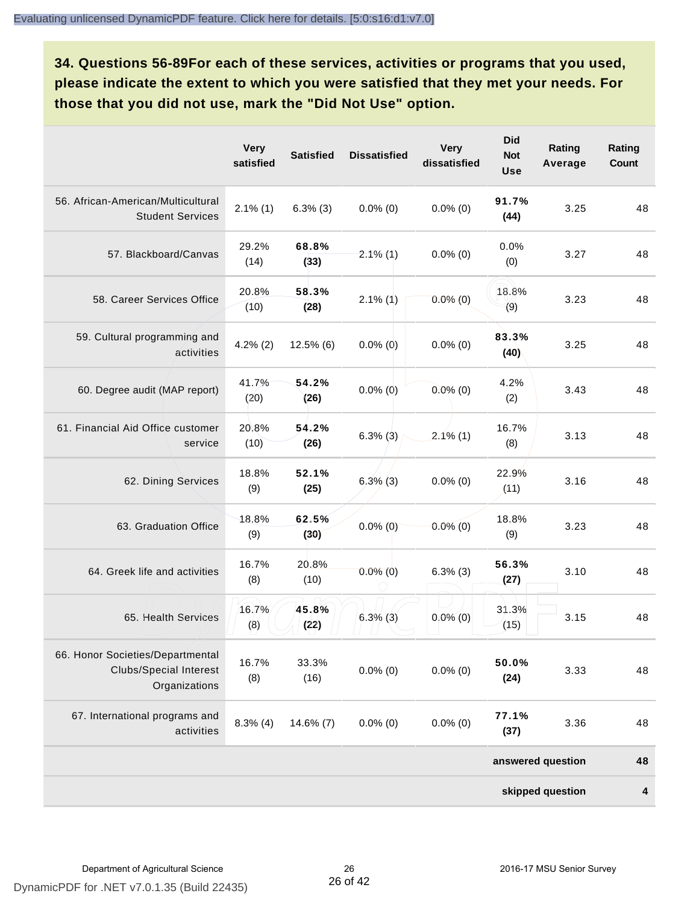## 34. Questions 56-89For each of these services, activities or programs that you used, please indicate the extent to which you were satisfied that they met your needs. For those that you did not use, mark the "Did Not Use" option.

| | Very satisfied | Satisfied | Dissatisfied | Very dissatisfied | Did Not Use | Rating Average | Rating Count |
|---|---|---|---|---|---|---|---|
| 56. African-American/Multicultural Student Services | 2.1% (1) | 6.3% (3) | 0.0% (0) | 0.0% (0) | **91.7% (44)** | 3.25 | 48 |
| 57. Blackboard/Canvas | 29.2% (14) | **68.8% (33)** | 2.1% (1) | 0.0% (0) | 0.0% (0) | 3.27 | 48 |
| 58. Career Services Office | 20.8% (10) | **58.3% (28)** | 2.1% (1) | 0.0% (0) | 18.8% (9) | 3.23 | 48 |
| 59. Cultural programming and activities | 4.2% (2) | 12.5% (6) | 0.0% (0) | 0.0% (0) | **83.3% (40)** | 3.25 | 48 |
| 60. Degree audit (MAP report) | 41.7% (20) | **54.2% (26)** | 0.0% (0) | 0.0% (0) | 4.2% (2) | 3.43 | 48 |
| 61. Financial Aid Office customer service | 20.8% (10) | **54.2% (26)** | 6.3% (3) | 2.1% (1) | 16.7% (8) | 3.13 | 48 |
| 62. Dining Services | 18.8% (9) | **52.1% (25)** | 6.3% (3) | 0.0% (0) | 22.9% (11) | 3.16 | 48 |
| 63. Graduation Office | 18.8% (9) | **62.5% (30)** | 0.0% (0) | 0.0% (0) | 18.8% (9) | 3.23 | 48 |
| 64. Greek life and activities | 16.7% (8) | 20.8% (10) | 0.0% (0) | 6.3% (3) | **56.3% (27)** | 3.10 | 48 |
| 65. Health Services | 16.7% (8) | **45.8% (22)** | 6.3% (3) | 0.0% (0) | 31.3% (15) | 3.15 | 48 |
| 66. Honor Societies/Departmental Clubs/Special Interest Organizations | 16.7% (8) | 33.3% (16) | 0.0% (0) | 0.0% (0) | **50.0% (24)** | 3.33 | 48 |
| 67. International programs and activities | 8.3% (4) | 14.6% (7) | 0.0% (0) | 0.0% (0) | **77.1% (37)** | 3.36 | 48 |
| | | | | | | **answered question** | **48** |
| | | | | | | **skipped question** | **4** |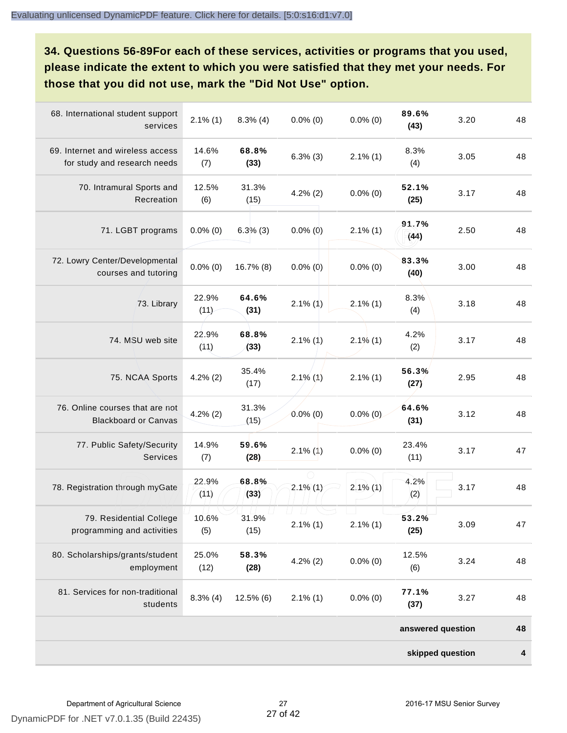### 34. Questions 56-89For each of these services, activities or programs that you used, please indicate the extent to which you were satisfied that they met your needs. For those that you did not use, mark the "Did Not Use" option.

| | | | | | | | |
|---|---|---|---|---|---|---|---|
| 68. International student support services | 2.1% (1) | 8.3% (4) | 0.0% (0) | 0.0% (0) | **89.6% (43)** | 3.20 | 48 |
| 69. Internet and wireless access for study and research needs | 14.6% (7) | **68.8% (33)** | 6.3% (3) | 2.1% (1) | 8.3% (4) | 3.05 | 48 |
| 70. Intramural Sports and Recreation | 12.5% (6) | 31.3% (15) | 4.2% (2) | 0.0% (0) | **52.1% (25)** | 3.17 | 48 |
| 71. LGBT programs | 0.0% (0) | 6.3% (3) | 0.0% (0) | 2.1% (1) | **91.7% (44)** | 2.50 | 48 |
| 72. Lowry Center/Developmental courses and tutoring | 0.0% (0) | 16.7% (8) | 0.0% (0) | 0.0% (0) | **83.3% (40)** | 3.00 | 48 |
| 73. Library | 22.9% (11) | **64.6% (31)** | 2.1% (1) | 2.1% (1) | 8.3% (4) | 3.18 | 48 |
| 74. MSU web site | 22.9% (11) | **68.8% (33)** | 2.1% (1) | 2.1% (1) | 4.2% (2) | 3.17 | 48 |
| 75. NCAA Sports | 4.2% (2) | 35.4% (17) | 2.1% (1) | 2.1% (1) | **56.3% (27)** | 2.95 | 48 |
| 76. Online courses that are not Blackboard or Canvas | 4.2% (2) | 31.3% (15) | 0.0% (0) | 0.0% (0) | **64.6% (31)** | 3.12 | 48 |
| 77. Public Safety/Security Services | 14.9% (7) | **59.6% (28)** | 2.1% (1) | 0.0% (0) | 23.4% (11) | 3.17 | 47 |
| 78. Registration through myGate | 22.9% (11) | **68.8% (33)** | 2.1% (1) | 2.1% (1) | 4.2% (2) | 3.17 | 48 |
| 79. Residential College programming and activities | 10.6% (5) | 31.9% (15) | 2.1% (1) | 2.1% (1) | **53.2% (25)** | 3.09 | 47 |
| 80. Scholarships/grants/student employment | 25.0% (12) | **58.3% (28)** | 4.2% (2) | 0.0% (0) | 12.5% (6) | 3.24 | 48 |
| 81. Services for non-traditional students | 8.3% (4) | 12.5% (6) | 2.1% (1) | 0.0% (0) | **77.1% (37)** | 3.27 | 48 |
| | | | | | | **answered question** | **48** |
| | | | | | | **skipped question** | **4** |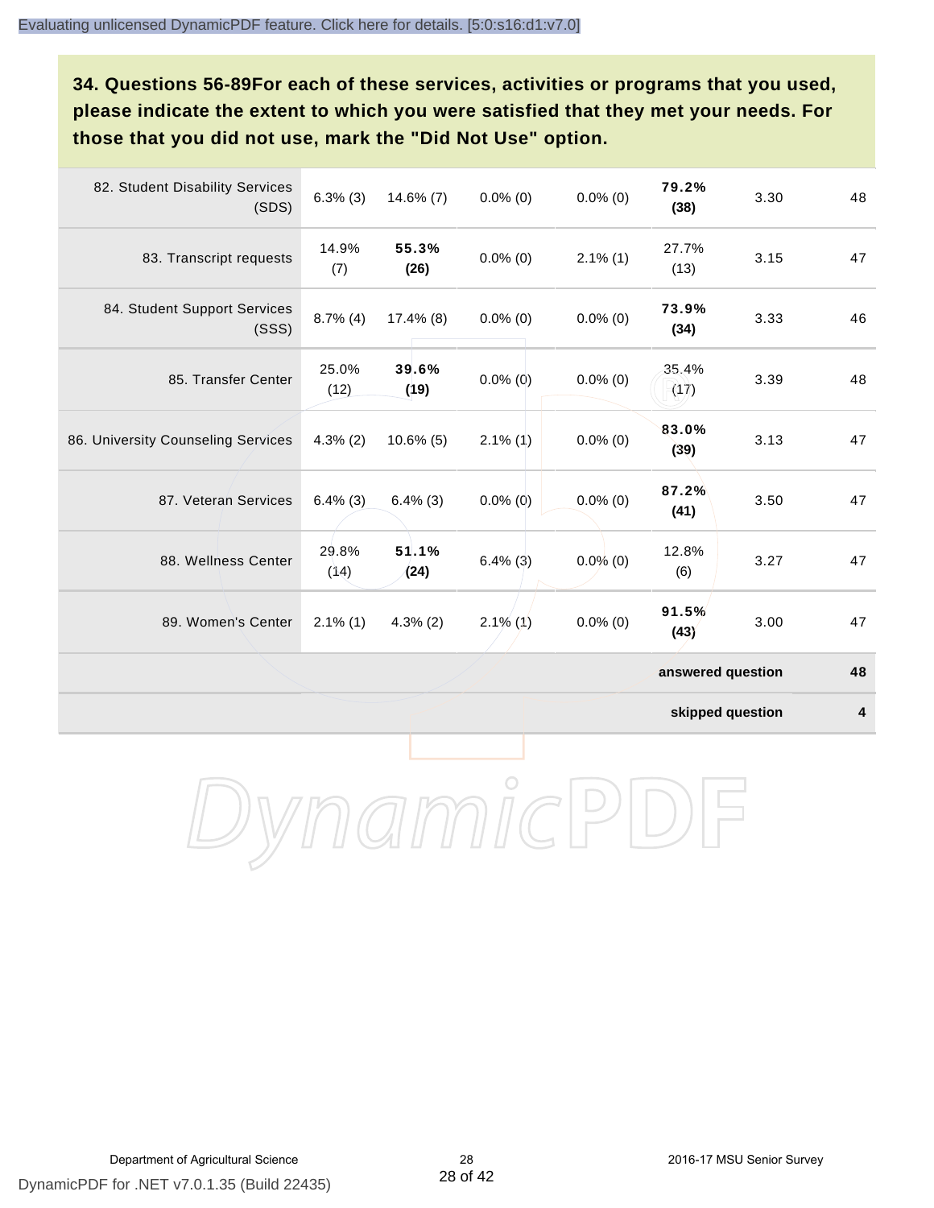**34. Questions 56-89For each of these services, activities or programs that you used, please indicate the extent to which you were satisfied that they met your needs. For those that you did not use, mark the "Did Not Use" option.**

| | | | | | | | |
|---|---|---|---|---|---|---|---|
| 82. Student Disability Services (SDS) | 6.3% (3) | 14.6% (7) | 0.0% (0) | 0.0% (0) | **79.2% (38)** | 3.30 | 48 |
| 83. Transcript requests | 14.9% (7) | **55.3% (26)** | 0.0% (0) | 2.1% (1) | 27.7% (13) | 3.15 | 47 |
| 84. Student Support Services (SSS) | 8.7% (4) | 17.4% (8) | 0.0% (0) | 0.0% (0) | **73.9% (34)** | 3.33 | 46 |
| 85. Transfer Center | 25.0% (12) | **39.6% (19)** | 0.0% (0) | 0.0% (0) | 35.4% (17) | 3.39 | 48 |
| 86. University Counseling Services | 4.3% (2) | 10.6% (5) | 2.1% (1) | 0.0% (0) | **83.0% (39)** | 3.13 | 47 |
| 87. Veteran Services | 6.4% (3) | 6.4% (3) | 0.0% (0) | 0.0% (0) | **87.2% (41)** | 3.50 | 47 |
| 88. Wellness Center | 29.8% (14) | **51.1% (24)** | 6.4% (3) | 0.0% (0) | 12.8% (6) | 3.27 | 47 |
| 89. Women's Center | 2.1% (1) | 4.3% (2) | 2.1% (1) | 0.0% (0) | **91.5% (43)** | 3.00 | 47 |
| | | | | | | **answered question** | **48** |
| | | | | | | **skipped question** | **4** |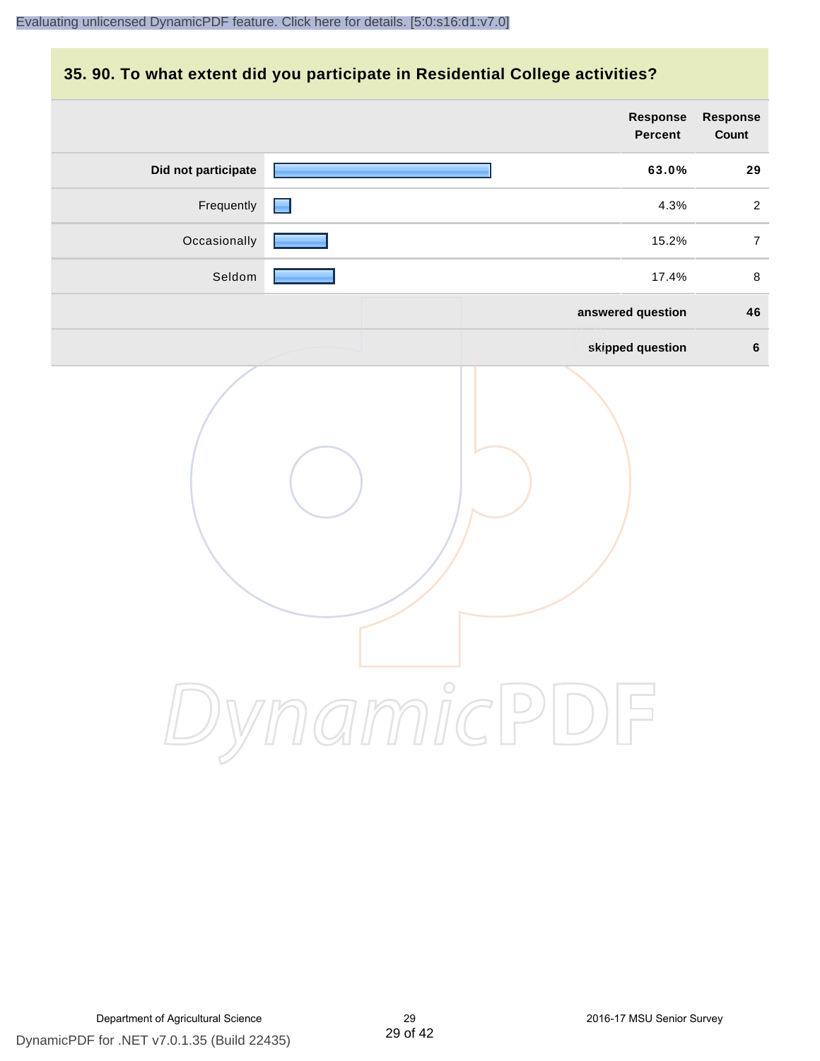## 35. 90. To what extent did you participate in Residential College activities?

| | Response Percent | Response Count |
|---|---|---|
| **Did not participate** | **63.0%** | **29** |
| Frequently | 4.3% | 2 |
| Occasionally | 15.2% | 7 |
| Seldom | 17.4% | 8 |
| | **answered question** | **46** |
| | **skipped question** | **6** |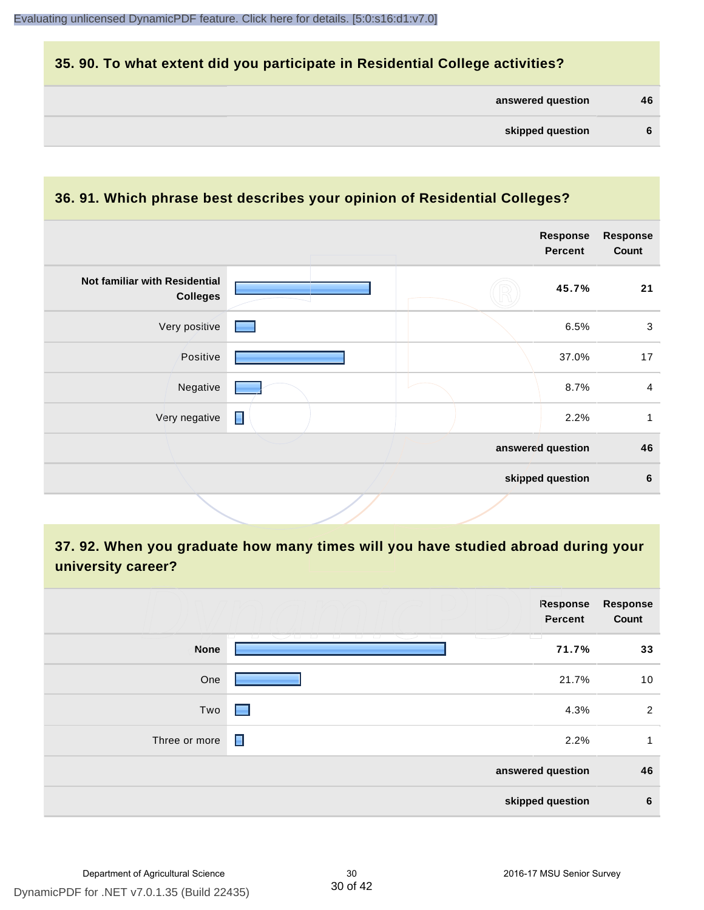### 35. 90. To what extent did you participate in Residential College activities?

| | |
|---|---|
| answered question | 46 |
| skipped question | 6 |

### 36. 91. Which phrase best describes your opinion of Residential Colleges?

| | Response Percent | Response Count |
|---|---|---|
| **Not familiar with Residential Colleges** | **45.7%** | **21** |
| Very positive | 6.5% | 3 |
| Positive | 37.0% | 17 |
| Negative | 8.7% | 4 |
| Very negative | 2.2% | 1 |
| answered question | | 46 |
| skipped question | | 6 |

### 37. 92. When you graduate how many times will you have studied abroad during your university career?

| | Response Percent | Response Count |
|---|---|---|
| **None** | **71.7%** | **33** |
| One | 21.7% | 10 |
| Two | 4.3% | 2 |
| Three or more | 2.2% | 1 |
| answered question | | 46 |
| skipped question | | 6 |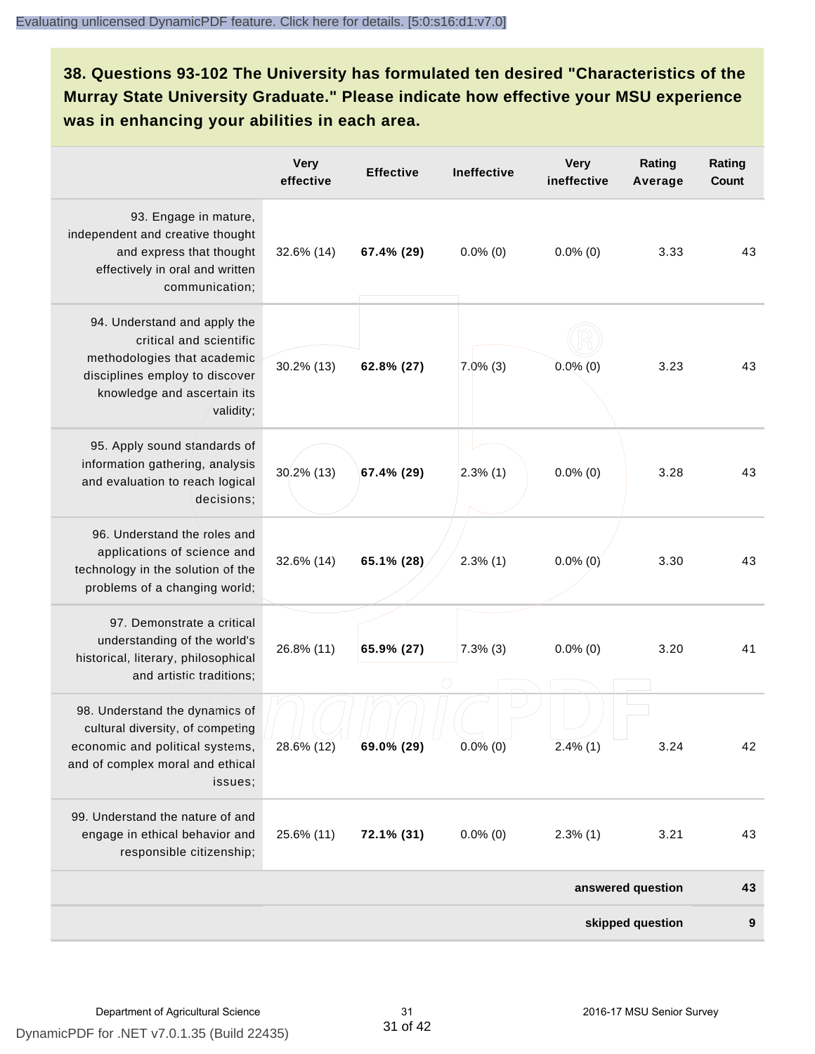### 38. Questions 93-102 The University has formulated ten desired "Characteristics of the Murray State University Graduate." Please indicate how effective your MSU experience was in enhancing your abilities in each area.

| | Very effective | Effective | Ineffective | Very ineffective | Rating Average | Rating Count |
|---|---|---|---|---|---|---|
| 93. Engage in mature, independent and creative thought and express that thought effectively in oral and written communication; | 32.6% (14) | **67.4% (29)** | 0.0% (0) | 0.0% (0) | 3.33 | 43 |
| 94. Understand and apply the critical and scientific methodologies that academic disciplines employ to discover knowledge and ascertain its validity; | 30.2% (13) | **62.8% (27)** | 7.0% (3) | 0.0% (0) | 3.23 | 43 |
| 95. Apply sound standards of information gathering, analysis and evaluation to reach logical decisions; | 30.2% (13) | **67.4% (29)** | 2.3% (1) | 0.0% (0) | 3.28 | 43 |
| 96. Understand the roles and applications of science and technology in the solution of the problems of a changing world; | 32.6% (14) | **65.1% (28)** | 2.3% (1) | 0.0% (0) | 3.30 | 43 |
| 97. Demonstrate a critical understanding of the world's historical, literary, philosophical and artistic traditions; | 26.8% (11) | **65.9% (27)** | 7.3% (3) | 0.0% (0) | 3.20 | 41 |
| 98. Understand the dynamics of cultural diversity, of competing economic and political systems, and of complex moral and ethical issues; | 28.6% (12) | **69.0% (29)** | 0.0% (0) | 2.4% (1) | 3.24 | 42 |
| 99. Understand the nature of and engage in ethical behavior and responsible citizenship; | 25.6% (11) | **72.1% (31)** | 0.0% (0) | 2.3% (1) | 3.21 | 43 |
| | | | | | **answered question** | **43** |
| | | | | | **skipped question** | **9** |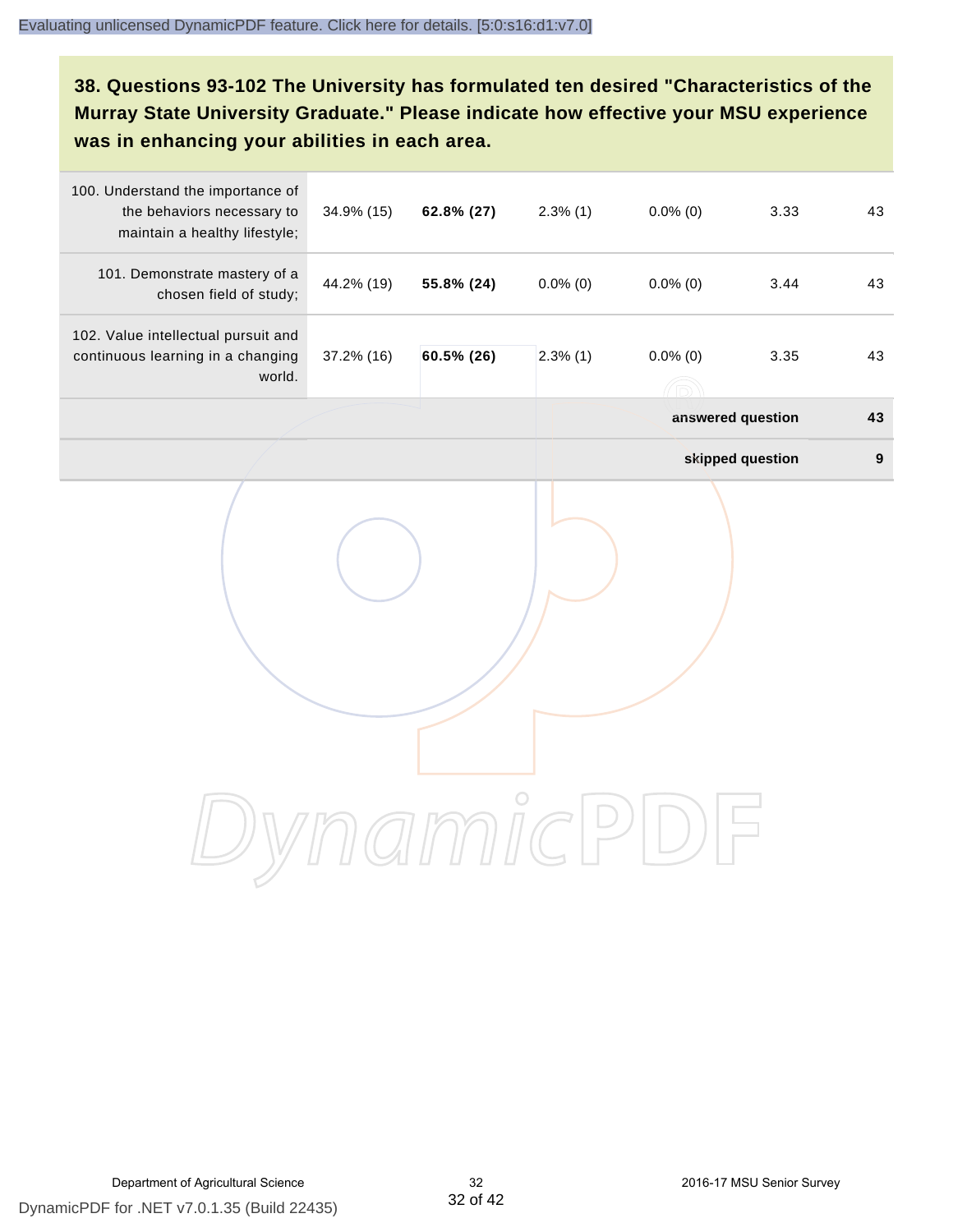### 38. Questions 93-102 The University has formulated ten desired "Characteristics of the Murray State University Graduate." Please indicate how effective your MSU experience was in enhancing your abilities in each area.

| | | | | | | |
|---|---|---|---|---|---|---|
| 100. Understand the importance of the behaviors necessary to maintain a healthy lifestyle; | 34.9% (15) | **62.8% (27)** | 2.3% (1) | 0.0% (0) | 3.33 | 43 |
| 101. Demonstrate mastery of a chosen field of study; | 44.2% (19) | **55.8% (24)** | 0.0% (0) | 0.0% (0) | 3.44 | 43 |
| 102. Value intellectual pursuit and continuous learning in a changing world. | 37.2% (16) | **60.5% (26)** | 2.3% (1) | 0.0% (0) | 3.35 | 43 |
| | | | | | **answered question** | **43** |
| | | | | | **skipped question** | **9** |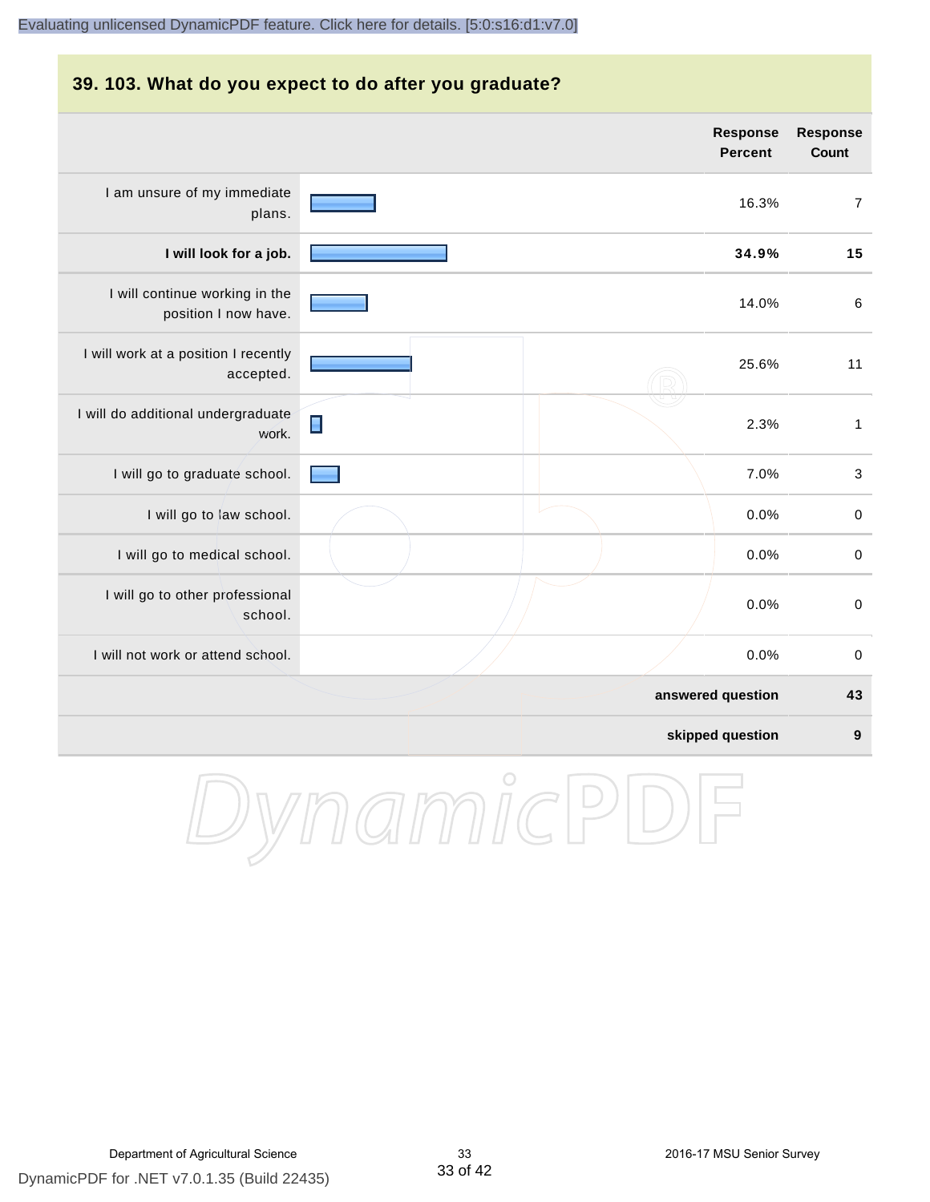## 39. 103. What do you expect to do after you graduate?

| | Response Percent | Response Count |
|---|---|---|
| I am unsure of my immediate plans. | 16.3% | 7 |
| **I will look for a job.** | **34.9%** | **15** |
| I will continue working in the position I now have. | 14.0% | 6 |
| I will work at a position I recently accepted. | 25.6% | 11 |
| I will do additional undergraduate work. | 2.3% | 1 |
| I will go to graduate school. | 7.0% | 3 |
| I will go to law school. | 0.0% | 0 |
| I will go to medical school. | 0.0% | 0 |
| I will go to other professional school. | 0.0% | 0 |
| I will not work or attend school. | 0.0% | 0 |
| | **answered question** | **43** |
| | **skipped question** | **9** |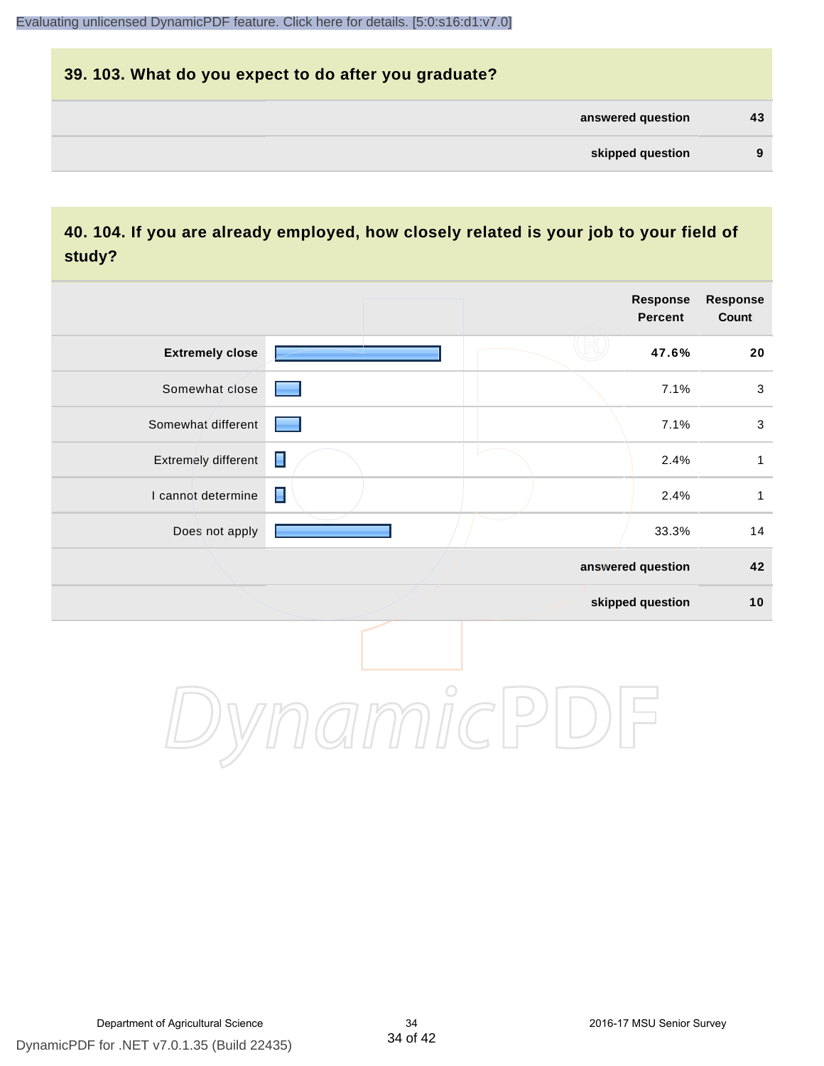## 39. 103. What do you expect to do after you graduate?

| | |
|---|---|
| **answered question** | **43** |
| **skipped question** | **9** |

## 40. 104. If you are already employed, how closely related is your job to your field of study?

| | Response Percent | Response Count |
|---|---|---|
| **Extremely close** | **47.6%** | **20** |
| Somewhat close | 7.1% | 3 |
| Somewhat different | 7.1% | 3 |
| Extremely different | 2.4% | 1 |
| I cannot determine | 2.4% | 1 |
| Does not apply | 33.3% | 14 |
| **answered question** | | **42** |
| **skipped question** | | **10** |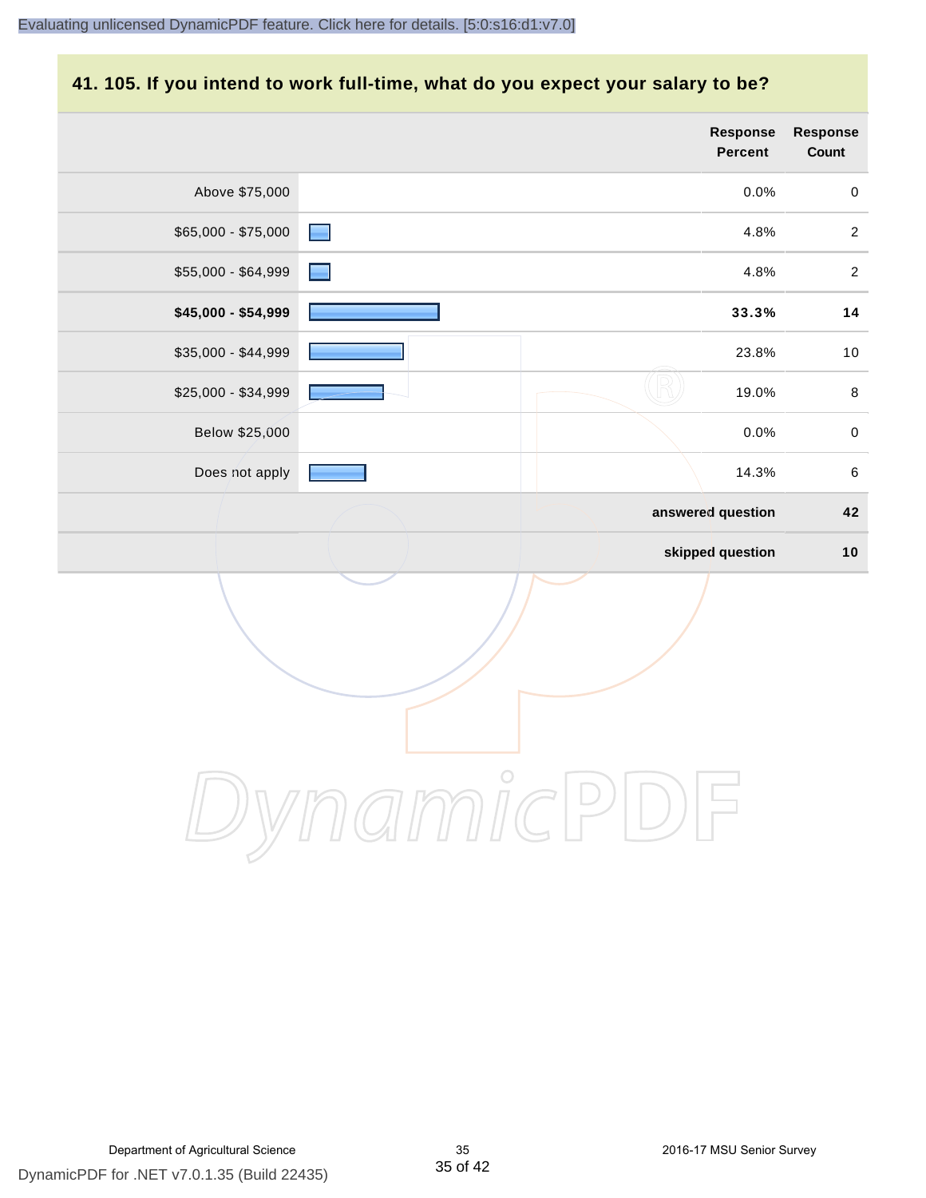## 41. 105. If you intend to work full-time, what do you expect your salary to be?

| | Response Percent | Response Count |
|---|---|---|
| Above $75,000 | 0.0% | 0 |
| $65,000 - $75,000 | 4.8% | 2 |
| $55,000 - $64,999 | 4.8% | 2 |
| **$45,000 - $54,999** | **33.3%** | **14** |
| $35,000 - $44,999 | 23.8% | 10 |
| $25,000 - $34,999 | 19.0% | 8 |
| Below $25,000 | 0.0% | 0 |
| Does not apply | 14.3% | 6 |
| | **answered question** | **42** |
| | **skipped question** | **10** |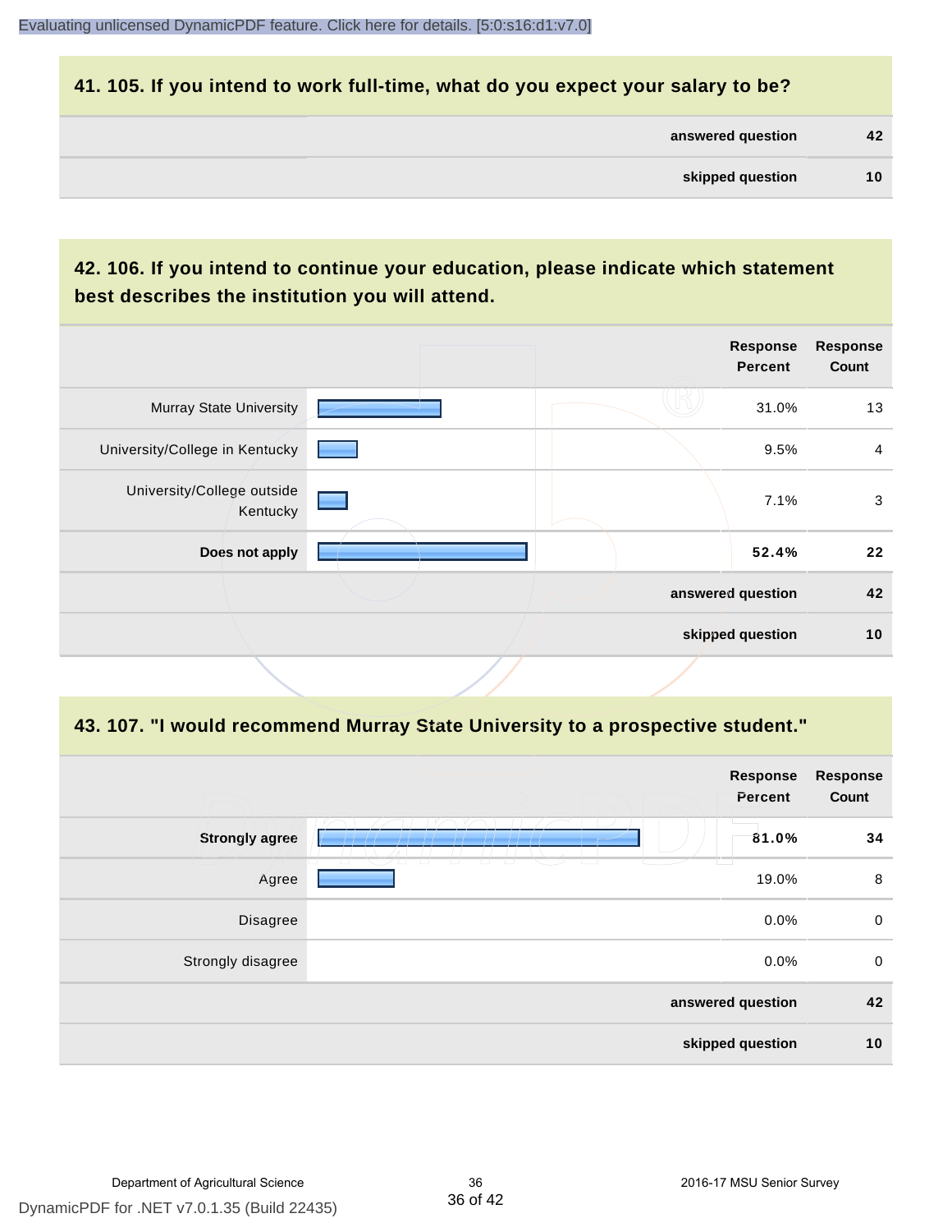## 41. 105. If you intend to work full-time, what do you expect your salary to be?

| | |
|---|---|
| **answered question** | **42** |
| **skipped question** | **10** |

## 42. 106. If you intend to continue your education, please indicate which statement best describes the institution you will attend.

| | Response Percent | Response Count |
|---|---|---|
| Murray State University | 31.0% | 13 |
| University/College in Kentucky | 9.5% | 4 |
| University/College outside Kentucky | 7.1% | 3 |
| **Does not apply** | **52.4%** | **22** |
| **answered question** | | **42** |
| **skipped question** | | **10** |

## 43. 107. "I would recommend Murray State University to a prospective student."

| | Response Percent | Response Count |
|---|---|---|
| **Strongly agree** | **81.0%** | **34** |
| Agree | 19.0% | 8 |
| Disagree | 0.0% | 0 |
| Strongly disagree | 0.0% | 0 |
| **answered question** | | **42** |
| **skipped question** | | **10** |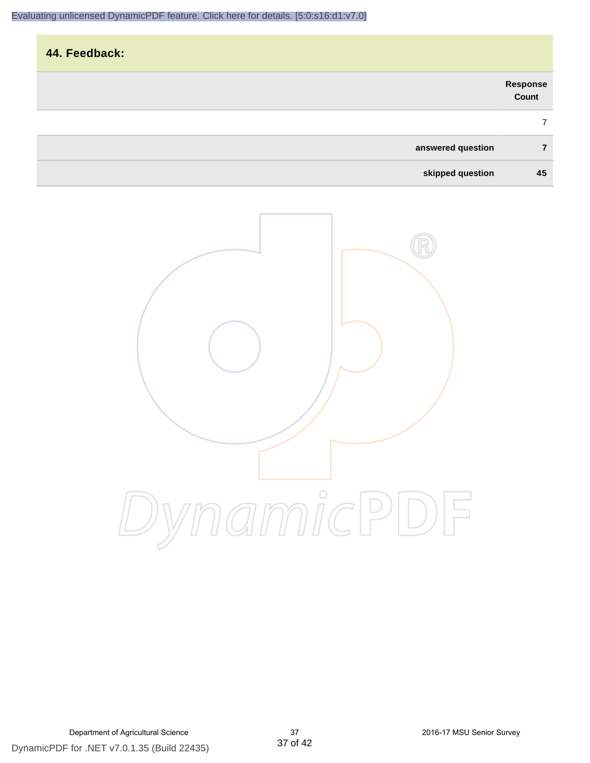## 44. Feedback:

| | Response Count |
|---|---|
| | 7 |
| **answered question** | **7** |
| **skipped question** | **45** |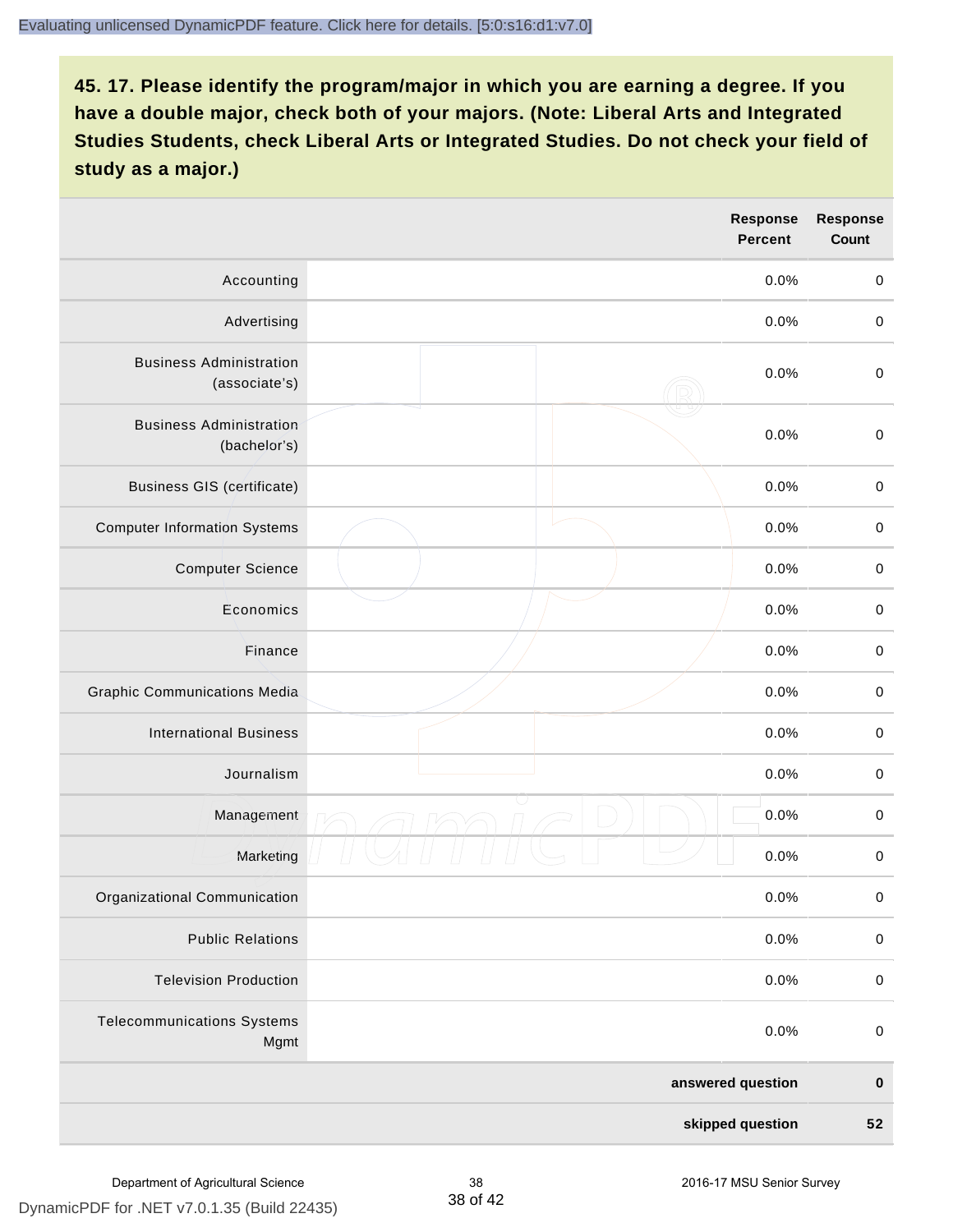**45. 17. Please identify the program/major in which you are earning a degree. If you have a double major, check both of your majors. (Note: Liberal Arts and Integrated Studies Students, check Liberal Arts or Integrated Studies. Do not check your field of study as a major.)**

| | | Response Percent | Response Count |
|---|---|---|---|
| Accounting | | 0.0% | 0 |
| Advertising | | 0.0% | 0 |
| Business Administration (associate's) | | 0.0% | 0 |
| Business Administration (bachelor's) | | 0.0% | 0 |
| Business GIS (certificate) | | 0.0% | 0 |
| Computer Information Systems | | 0.0% | 0 |
| Computer Science | | 0.0% | 0 |
| Economics | | 0.0% | 0 |
| Finance | | 0.0% | 0 |
| Graphic Communications Media | | 0.0% | 0 |
| International Business | | 0.0% | 0 |
| Journalism | | 0.0% | 0 |
| Management | | 0.0% | 0 |
| Marketing | | 0.0% | 0 |
| Organizational Communication | | 0.0% | 0 |
| Public Relations | | 0.0% | 0 |
| Television Production | | 0.0% | 0 |
| Telecommunications Systems Mgmt | | 0.0% | 0 |
| | | **answered question** | **0** |
| | | **skipped question** | **52** |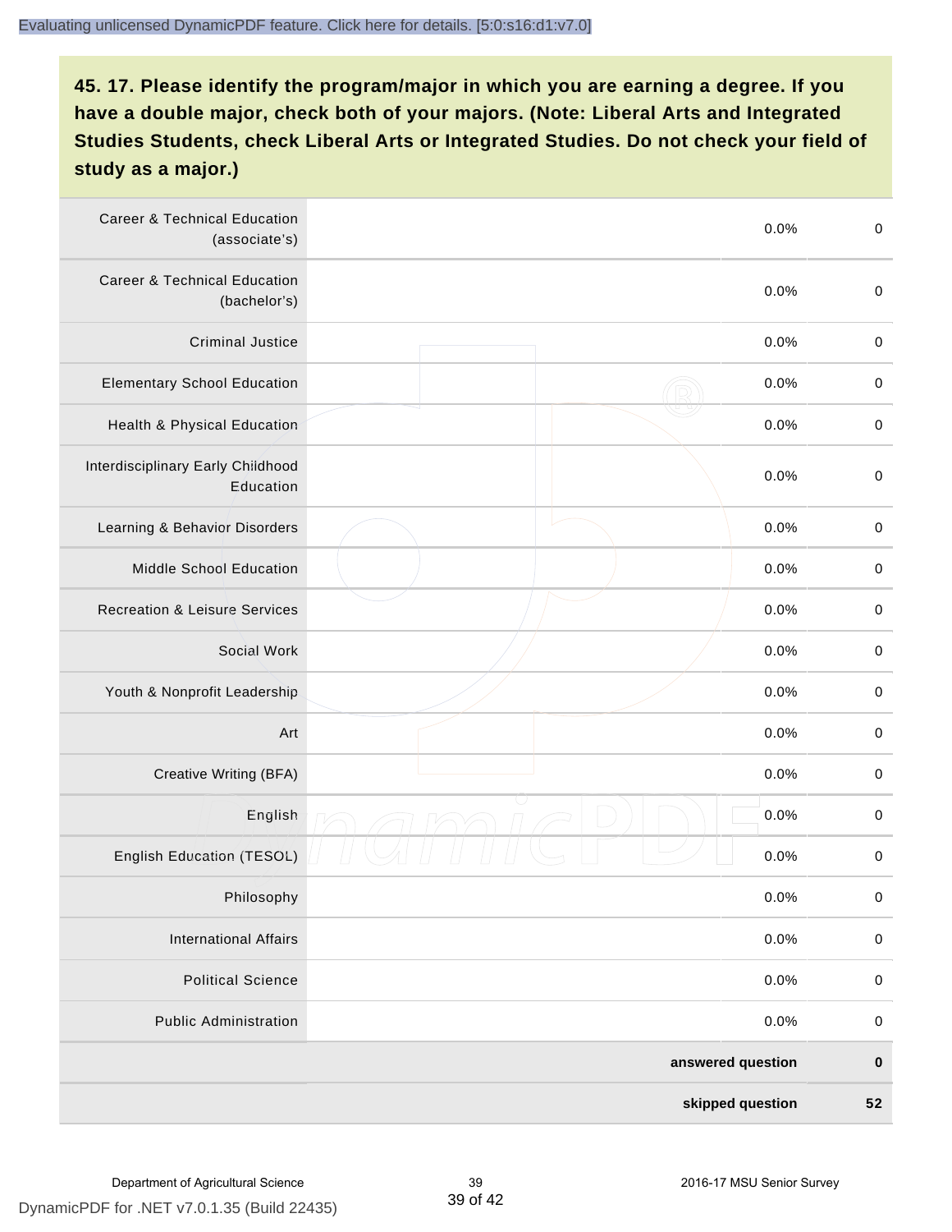## 45. 17. Please identify the program/major in which you are earning a degree. If you have a double major, check both of your majors. (Note: Liberal Arts and Integrated Studies Students, check Liberal Arts or Integrated Studies. Do not check your field of study as a major.)

| | | | |
|---|---|---|---|
| Career & Technical Education (associate's) | | 0.0% | 0 |
| Career & Technical Education (bachelor's) | | 0.0% | 0 |
| Criminal Justice | | 0.0% | 0 |
| Elementary School Education | | 0.0% | 0 |
| Health & Physical Education | | 0.0% | 0 |
| Interdisciplinary Early Childhood Education | | 0.0% | 0 |
| Learning & Behavior Disorders | | 0.0% | 0 |
| Middle School Education | | 0.0% | 0 |
| Recreation & Leisure Services | | 0.0% | 0 |
| Social Work | | 0.0% | 0 |
| Youth & Nonprofit Leadership | | 0.0% | 0 |
| Art | | 0.0% | 0 |
| Creative Writing (BFA) | | 0.0% | 0 |
| English | | 0.0% | 0 |
| English Education (TESOL) | | 0.0% | 0 |
| Philosophy | | 0.0% | 0 |
| International Affairs | | 0.0% | 0 |
| Political Science | | 0.0% | 0 |
| Public Administration | | 0.0% | 0 |
| | | **answered question** | **0** |
| | | **skipped question** | **52** |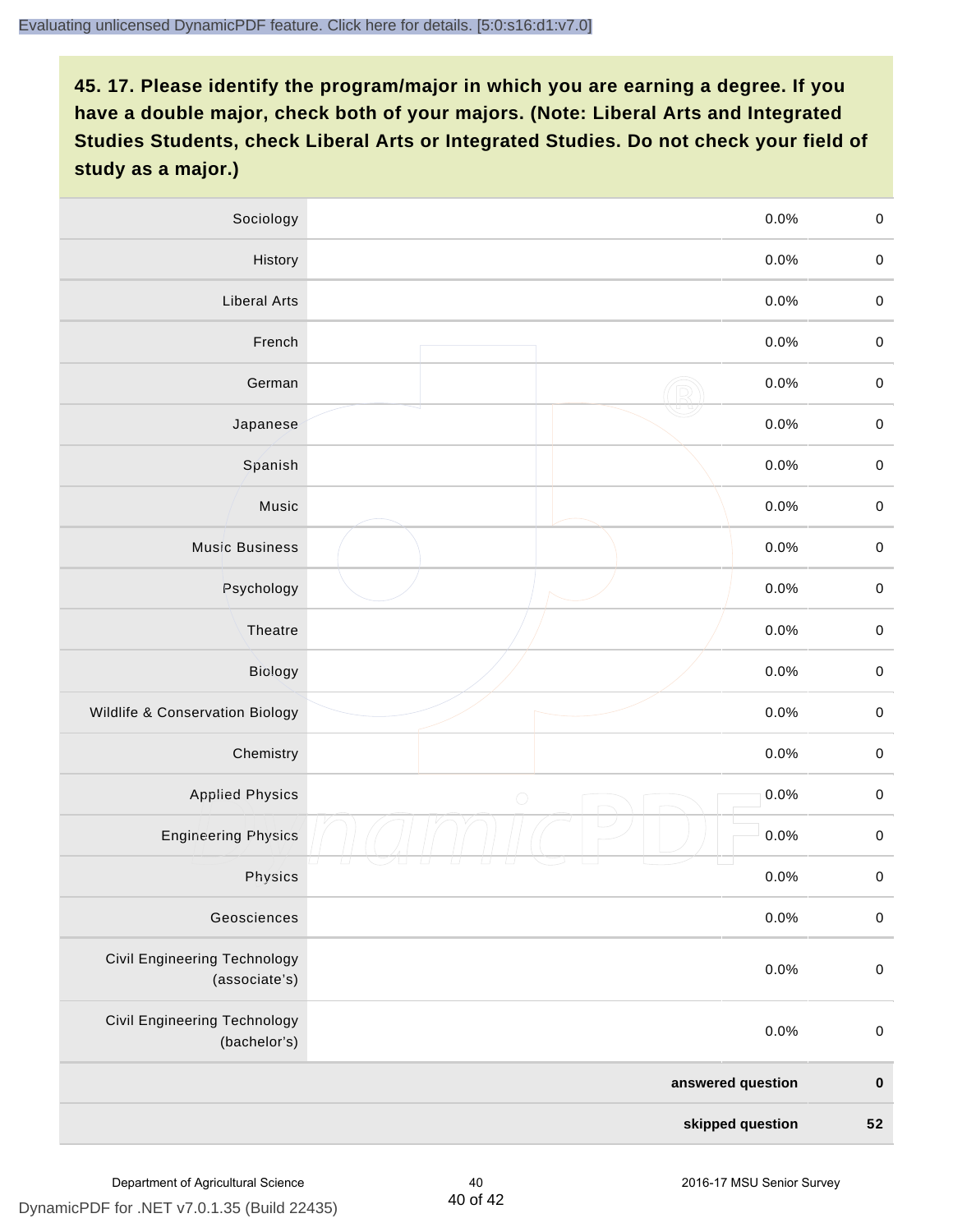## 45. 17. Please identify the program/major in which you are earning a degree. If you have a double major, check both of your majors. (Note: Liberal Arts and Integrated Studies Students, check Liberal Arts or Integrated Studies. Do not check your field of study as a major.)

| Program/Major | | Percent | Count |
|---|---|---|---|
| Sociology | | 0.0% | 0 |
| History | | 0.0% | 0 |
| Liberal Arts | | 0.0% | 0 |
| French | | 0.0% | 0 |
| German | | 0.0% | 0 |
| Japanese | | 0.0% | 0 |
| Spanish | | 0.0% | 0 |
| Music | | 0.0% | 0 |
| Music Business | | 0.0% | 0 |
| Psychology | | 0.0% | 0 |
| Theatre | | 0.0% | 0 |
| Biology | | 0.0% | 0 |
| Wildlife & Conservation Biology | | 0.0% | 0 |
| Chemistry | | 0.0% | 0 |
| Applied Physics | | 0.0% | 0 |
| Engineering Physics | | 0.0% | 0 |
| Physics | | 0.0% | 0 |
| Geosciences | | 0.0% | 0 |
| Civil Engineering Technology (associate's) | | 0.0% | 0 |
| Civil Engineering Technology (bachelor's) | | 0.0% | 0 |
| | | **answered question** | **0** |
| | | **skipped question** | **52** |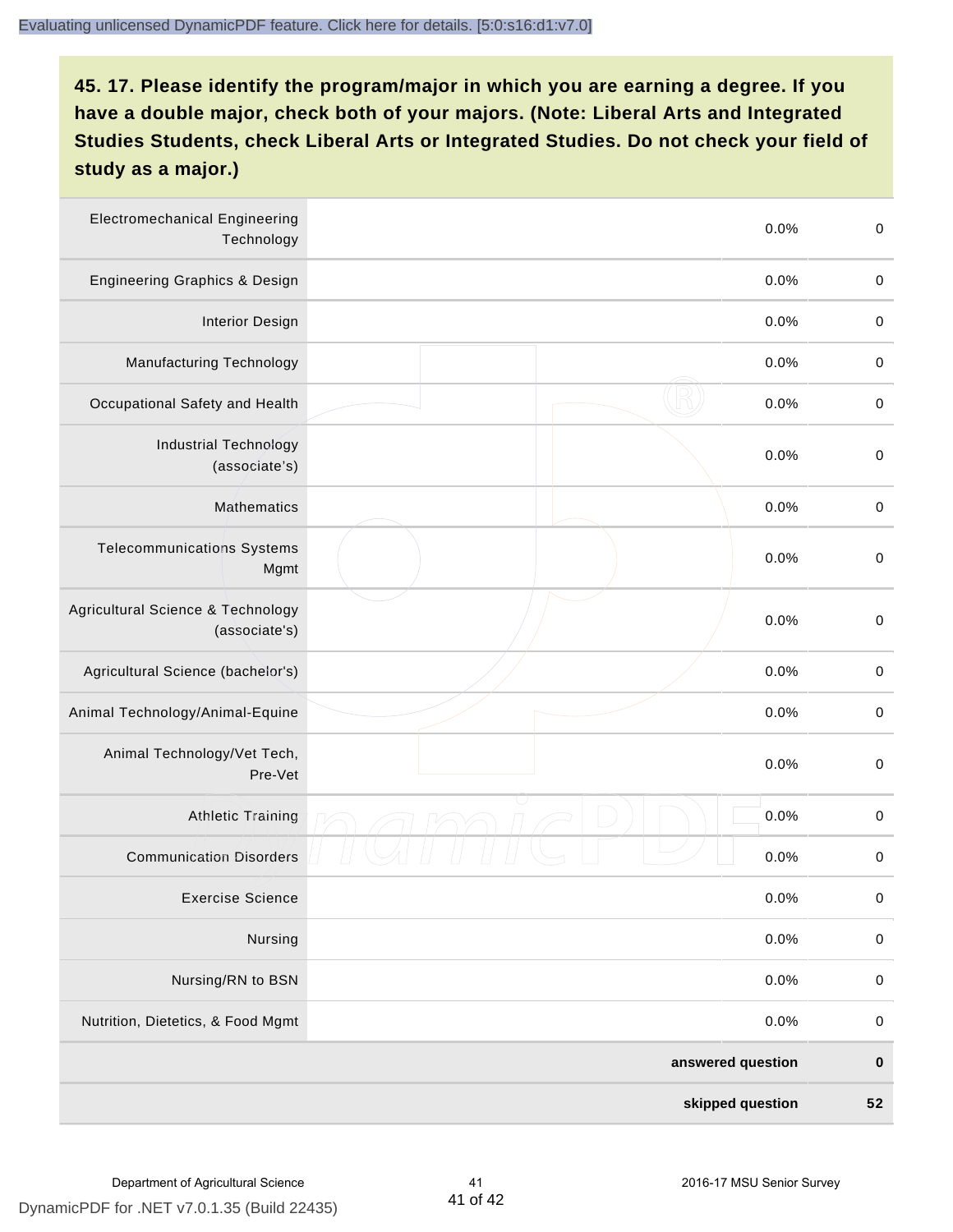**45. 17. Please identify the program/major in which you are earning a degree. If you have a double major, check both of your majors. (Note: Liberal Arts and Integrated Studies Students, check Liberal Arts or Integrated Studies. Do not check your field of study as a major.)**

| | | | |
|---|---|---|---|
| Electromechanical Engineering Technology | | 0.0% | 0 |
| Engineering Graphics & Design | | 0.0% | 0 |
| Interior Design | | 0.0% | 0 |
| Manufacturing Technology | | 0.0% | 0 |
| Occupational Safety and Health | | 0.0% | 0 |
| Industrial Technology (associate's) | | 0.0% | 0 |
| Mathematics | | 0.0% | 0 |
| Telecommunications Systems Mgmt | | 0.0% | 0 |
| Agricultural Science & Technology (associate's) | | 0.0% | 0 |
| Agricultural Science (bachelor's) | | 0.0% | 0 |
| Animal Technology/Animal-Equine | | 0.0% | 0 |
| Animal Technology/Vet Tech, Pre-Vet | | 0.0% | 0 |
| Athletic Training | | 0.0% | 0 |
| Communication Disorders | | 0.0% | 0 |
| Exercise Science | | 0.0% | 0 |
| Nursing | | 0.0% | 0 |
| Nursing/RN to BSN | | 0.0% | 0 |
| Nutrition, Dietetics, & Food Mgmt | | 0.0% | 0 |
| | | **answered question** | **0** |
| | | **skipped question** | **52** |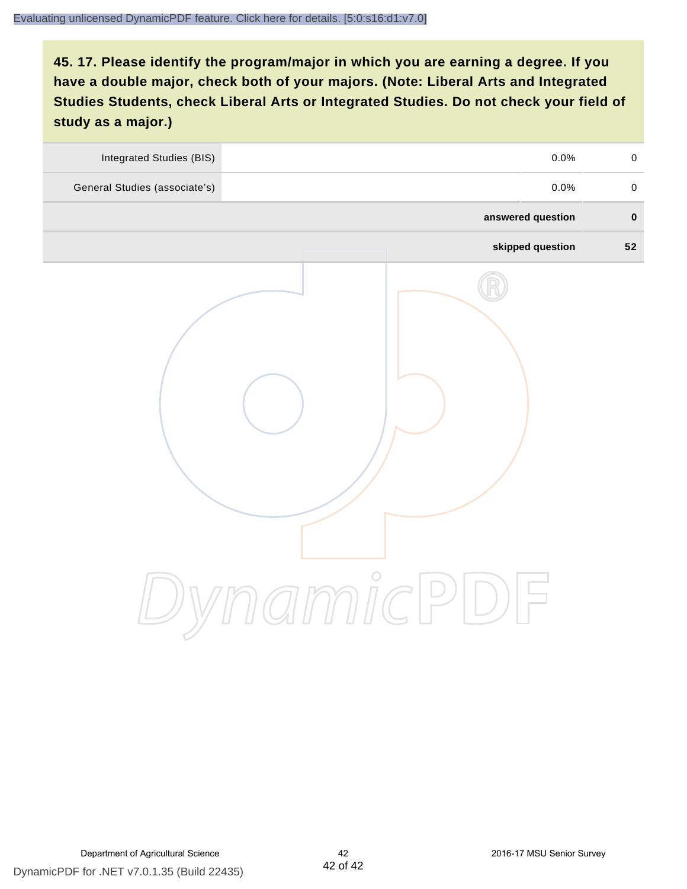**45. 17. Please identify the program/major in which you are earning a degree. If you have a double major, check both of your majors. (Note: Liberal Arts and Integrated Studies Students, check Liberal Arts or Integrated Studies. Do not check your field of study as a major.)**

| | | | |
|---|---|---|---|
| Integrated Studies (BIS) | | 0.0% | 0 |
| General Studies (associate's) | | 0.0% | 0 |
| | | **answered question** | **0** |
| | | **skipped question** | **52** |